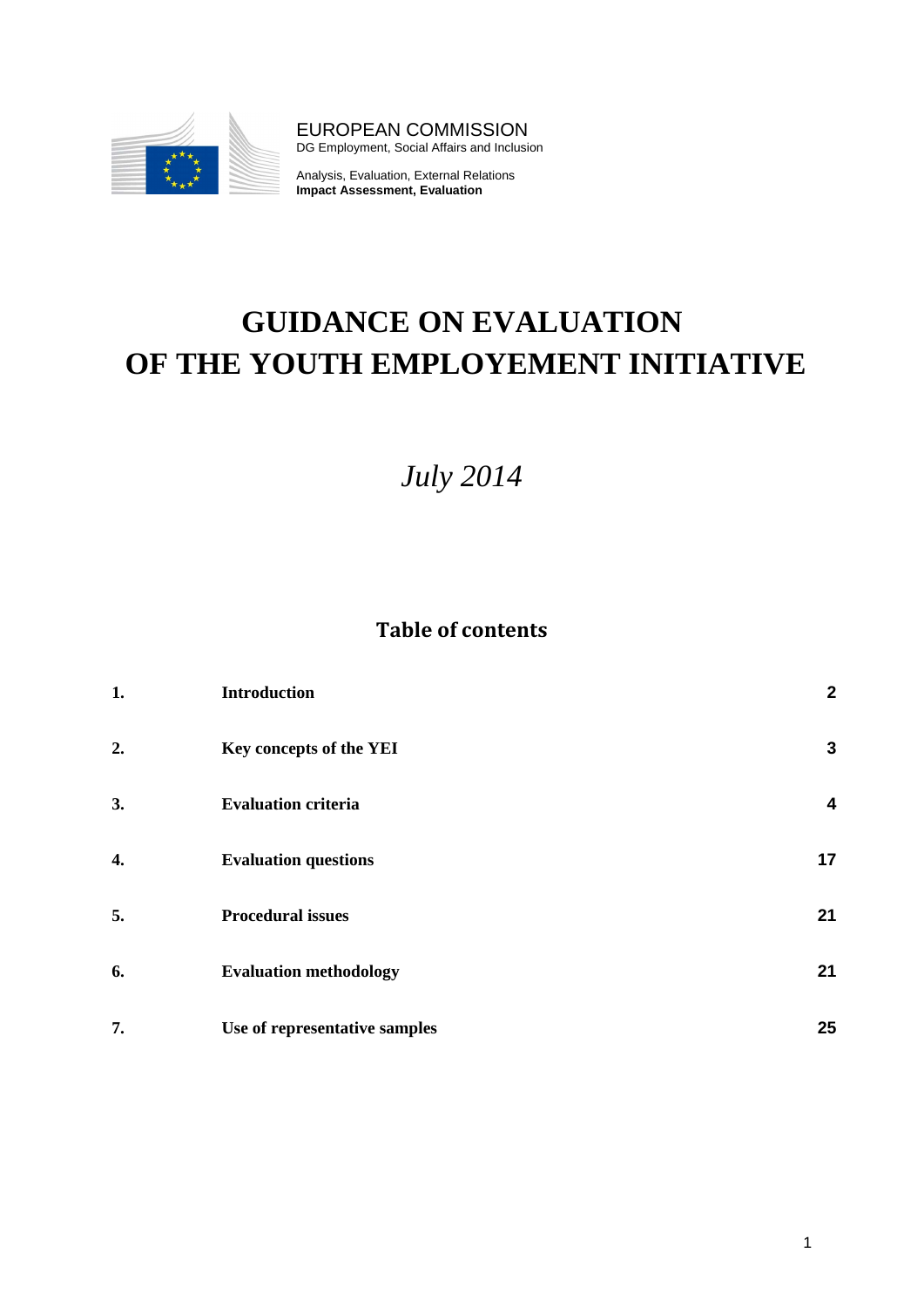EUROPEAN COMMISSION
DG Employment, Social Affairs and Inclusion

Analysis, Evaluation, External Relations
**Impact Assessment, Evaluation**

# GUIDANCE ON EVALUATION OF THE YOUTH EMPLOYEMENT INITIATIVE

*July 2014*

## Table of contents

| | | |
|---|---|---|
| **1.** | **Introduction** | **2** |
| **2.** | **Key concepts of the YEI** | **3** |
| **3.** | **Evaluation criteria** | **4** |
| **4.** | **Evaluation questions** | **17** |
| **5.** | **Procedural issues** | **21** |
| **6.** | **Evaluation methodology** | **21** |
| **7.** | **Use of representative samples** | **25** |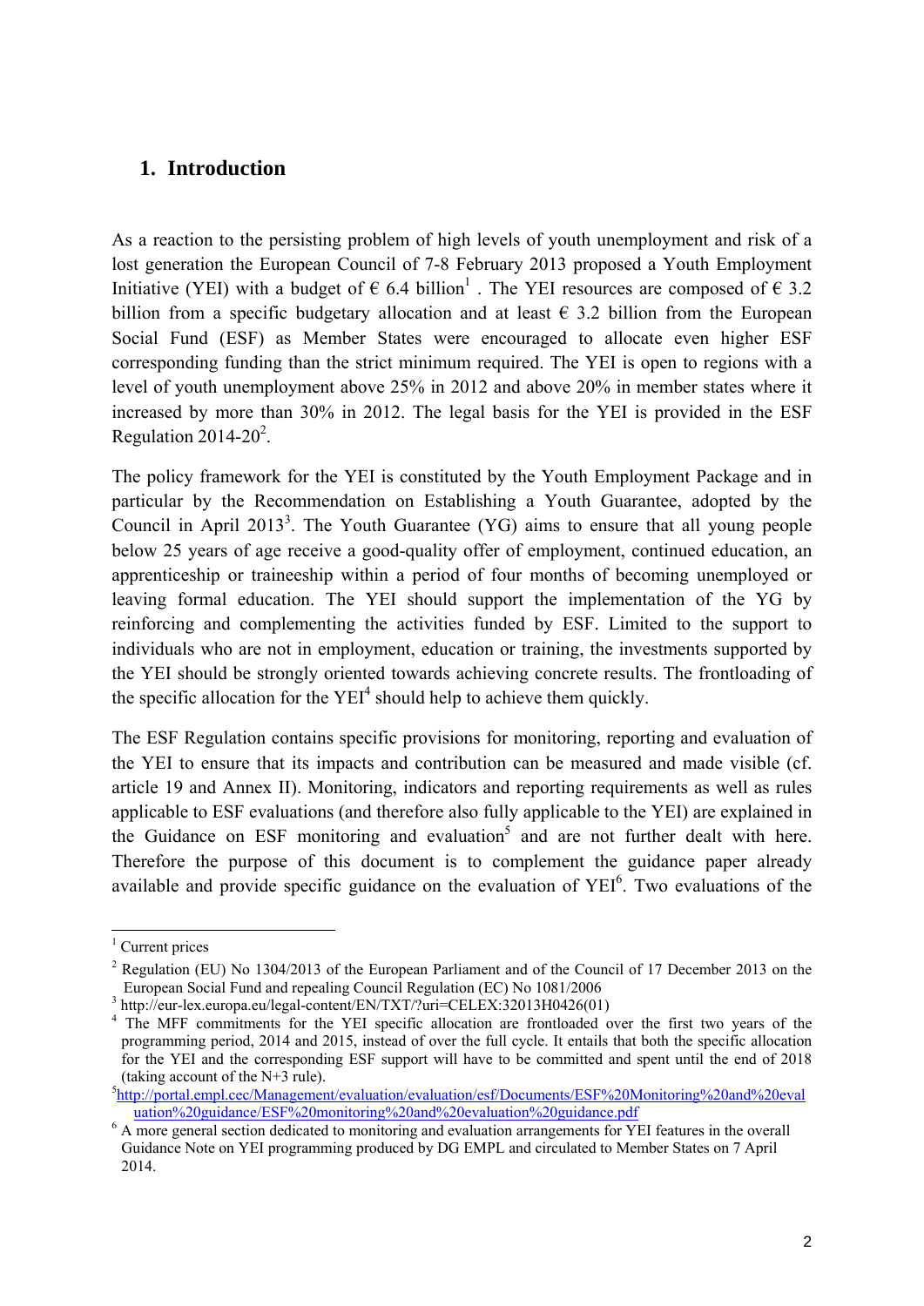# 1. Introduction

As a reaction to the persisting problem of high levels of youth unemployment and risk of a lost generation the European Council of 7-8 February 2013 proposed a Youth Employment Initiative (YEI) with a budget of € 6.4 billion[1] . The YEI resources are composed of € 3.2 billion from a specific budgetary allocation and at least € 3.2 billion from the European Social Fund (ESF) as Member States were encouraged to allocate even higher ESF corresponding funding than the strict minimum required. The YEI is open to regions with a level of youth unemployment above 25% in 2012 and above 20% in member states where it increased by more than 30% in 2012. The legal basis for the YEI is provided in the ESF Regulation 2014-20[2].

The policy framework for the YEI is constituted by the Youth Employment Package and in particular by the Recommendation on Establishing a Youth Guarantee, adopted by the Council in April 2013[3]. The Youth Guarantee (YG) aims to ensure that all young people below 25 years of age receive a good-quality offer of employment, continued education, an apprenticeship or traineeship within a period of four months of becoming unemployed or leaving formal education. The YEI should support the implementation of the YG by reinforcing and complementing the activities funded by ESF. Limited to the support to individuals who are not in employment, education or training, the investments supported by the YEI should be strongly oriented towards achieving concrete results. The frontloading of the specific allocation for the YEI[4] should help to achieve them quickly.

The ESF Regulation contains specific provisions for monitoring, reporting and evaluation of the YEI to ensure that its impacts and contribution can be measured and made visible (cf. article 19 and Annex II). Monitoring, indicators and reporting requirements as well as rules applicable to ESF evaluations (and therefore also fully applicable to the YEI) are explained in the Guidance on ESF monitoring and evaluation[5] and are not further dealt with here. Therefore the purpose of this document is to complement the guidance paper already available and provide specific guidance on the evaluation of YEI[6]. Two evaluations of the

---

[1] Current prices

[2] Regulation (EU) No 1304/2013 of the European Parliament and of the Council of 17 December 2013 on the European Social Fund and repealing Council Regulation (EC) No 1081/2006

[3] http://eur-lex.europa.eu/legal-content/EN/TXT/?uri=CELEX:32013H0426(01)

[4] The MFF commitments for the YEI specific allocation are frontloaded over the first two years of the programming period, 2014 and 2015, instead of over the full cycle. It entails that both the specific allocation for the YEI and the corresponding ESF support will have to be committed and spent until the end of 2018 (taking account of the N+3 rule).

[5] http://portal.empl.cec/Management/evaluation/evaluation/esf/Documents/ESF%20Monitoring%20and%20evaluation%20guidance/ESF%20monitoring%20and%20evaluation%20guidance.pdf

[6] A more general section dedicated to monitoring and evaluation arrangements for YEI features in the overall Guidance Note on YEI programming produced by DG EMPL and circulated to Member States on 7 April 2014.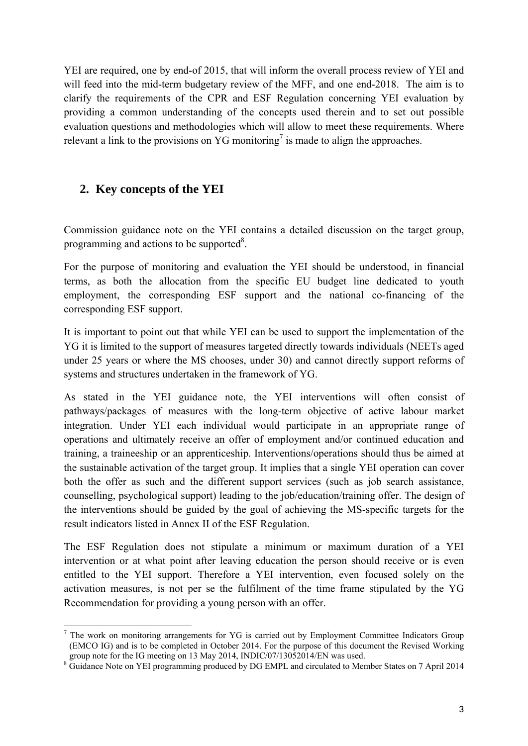YEI are required, one by end-of 2015, that will inform the overall process review of YEI and will feed into the mid-term budgetary review of the MFF, and one end-2018. The aim is to clarify the requirements of the CPR and ESF Regulation concerning YEI evaluation by providing a common understanding of the concepts used therein and to set out possible evaluation questions and methodologies which will allow to meet these requirements. Where relevant a link to the provisions on YG monitoring[7] is made to align the approaches.

## 2. Key concepts of the YEI

Commission guidance note on the YEI contains a detailed discussion on the target group, programming and actions to be supported[8].

For the purpose of monitoring and evaluation the YEI should be understood, in financial terms, as both the allocation from the specific EU budget line dedicated to youth employment, the corresponding ESF support and the national co-financing of the corresponding ESF support.

It is important to point out that while YEI can be used to support the implementation of the YG it is limited to the support of measures targeted directly towards individuals (NEETs aged under 25 years or where the MS chooses, under 30) and cannot directly support reforms of systems and structures undertaken in the framework of YG.

As stated in the YEI guidance note, the YEI interventions will often consist of pathways/packages of measures with the long-term objective of active labour market integration. Under YEI each individual would participate in an appropriate range of operations and ultimately receive an offer of employment and/or continued education and training, a traineeship or an apprenticeship. Interventions/operations should thus be aimed at the sustainable activation of the target group. It implies that a single YEI operation can cover both the offer as such and the different support services (such as job search assistance, counselling, psychological support) leading to the job/education/training offer. The design of the interventions should be guided by the goal of achieving the MS-specific targets for the result indicators listed in Annex II of the ESF Regulation.

The ESF Regulation does not stipulate a minimum or maximum duration of a YEI intervention or at what point after leaving education the person should receive or is even entitled to the YEI support. Therefore a YEI intervention, even focused solely on the activation measures, is not per se the fulfilment of the time frame stipulated by the YG Recommendation for providing a young person with an offer.

---

[7] The work on monitoring arrangements for YG is carried out by Employment Committee Indicators Group (EMCO IG) and is to be completed in October 2014. For the purpose of this document the Revised Working group note for the IG meeting on 13 May 2014, INDIC/07/13052014/EN was used.

[8] Guidance Note on YEI programming produced by DG EMPL and circulated to Member States on 7 April 2014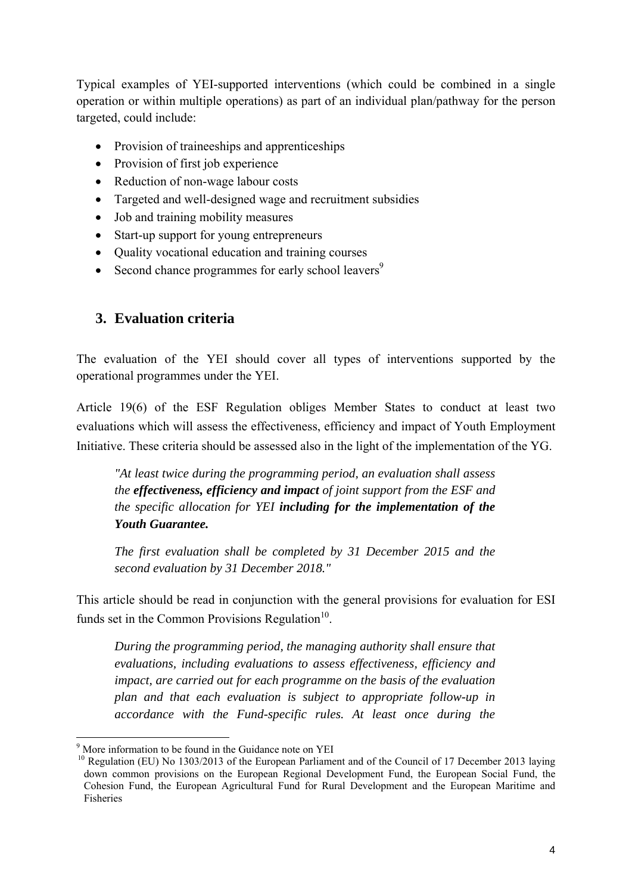Typical examples of YEI-supported interventions (which could be combined in a single operation or within multiple operations) as part of an individual plan/pathway for the person targeted, could include:

- Provision of traineeships and apprenticeships
- Provision of first job experience
- Reduction of non-wage labour costs
- Targeted and well-designed wage and recruitment subsidies
- Job and training mobility measures
- Start-up support for young entrepreneurs
- Quality vocational education and training courses
- Second chance programmes for early school leavers[9]

## 3. Evaluation criteria

The evaluation of the YEI should cover all types of interventions supported by the operational programmes under the YEI.

Article 19(6) of the ESF Regulation obliges Member States to conduct at least two evaluations which will assess the effectiveness, efficiency and impact of Youth Employment Initiative. These criteria should be assessed also in the light of the implementation of the YG.

> *"At least twice during the programming period, an evaluation shall assess the **effectiveness, efficiency and impact** of joint support from the ESF and the specific allocation for YEI **including for the implementation of the Youth Guarantee.***
>
> *The first evaluation shall be completed by 31 December 2015 and the second evaluation by 31 December 2018."*

This article should be read in conjunction with the general provisions for evaluation for ESI funds set in the Common Provisions Regulation[10].

> *During the programming period, the managing authority shall ensure that evaluations, including evaluations to assess effectiveness, efficiency and impact, are carried out for each programme on the basis of the evaluation plan and that each evaluation is subject to appropriate follow-up in accordance with the Fund-specific rules. At least once during the*

[9] More information to be found in the Guidance note on YEI

[10] Regulation (EU) No 1303/2013 of the European Parliament and of the Council of 17 December 2013 laying down common provisions on the European Regional Development Fund, the European Social Fund, the Cohesion Fund, the European Agricultural Fund for Rural Development and the European Maritime and Fisheries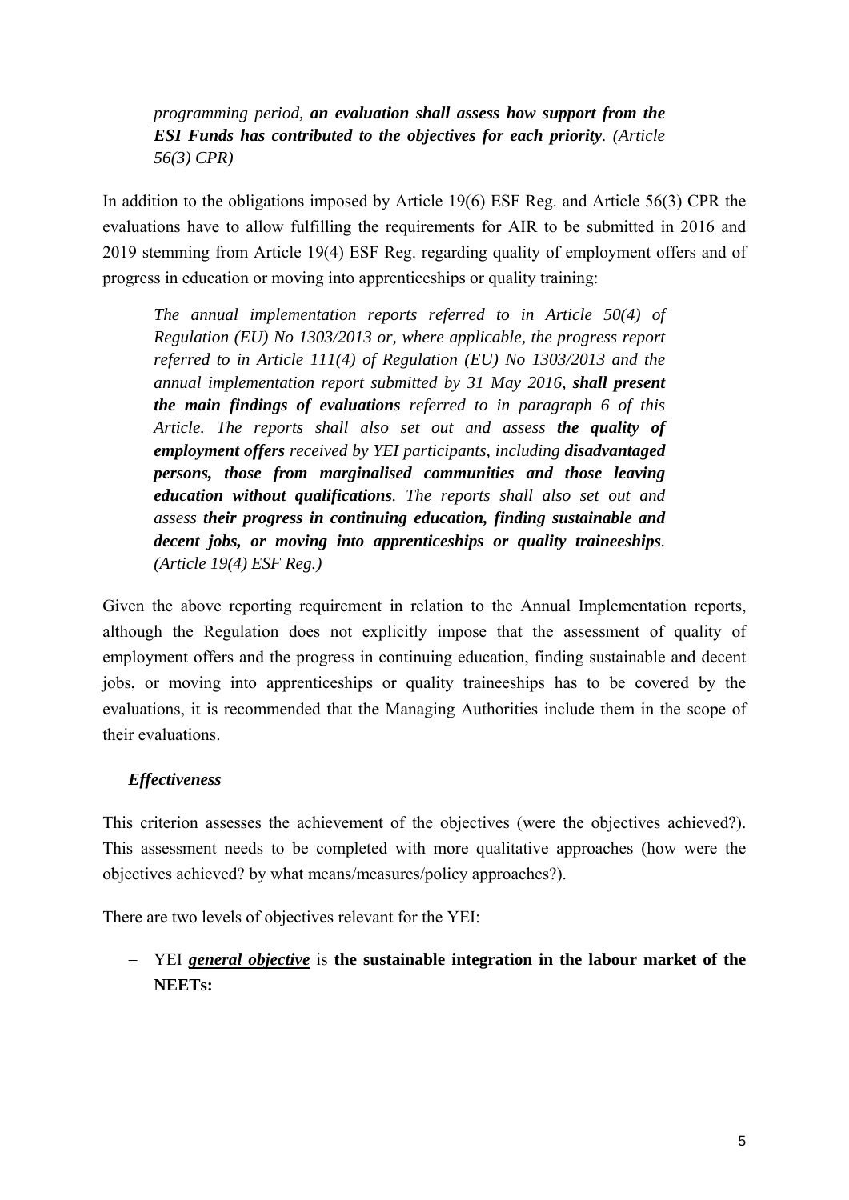> *programming period, **an evaluation shall assess how support from the ESI Funds has contributed to the objectives for each priority**. (Article 56(3) CPR)*

In addition to the obligations imposed by Article 19(6) ESF Reg. and Article 56(3) CPR the evaluations have to allow fulfilling the requirements for AIR to be submitted in 2016 and 2019 stemming from Article 19(4) ESF Reg. regarding quality of employment offers and of progress in education or moving into apprenticeships or quality training:

> *The annual implementation reports referred to in Article 50(4) of Regulation (EU) No 1303/2013 or, where applicable, the progress report referred to in Article 111(4) of Regulation (EU) No 1303/2013 and the annual implementation report submitted by 31 May 2016, **shall present the main findings of evaluations** referred to in paragraph 6 of this Article. The reports shall also set out and assess **the quality of employment offers** received by YEI participants, including **disadvantaged persons, those from marginalised communities and those leaving education without qualifications**. The reports shall also set out and assess **their progress in continuing education, finding sustainable and decent jobs, or moving into apprenticeships or quality traineeships**. (Article 19(4) ESF Reg.)*

Given the above reporting requirement in relation to the Annual Implementation reports, although the Regulation does not explicitly impose that the assessment of quality of employment offers and the progress in continuing education, finding sustainable and decent jobs, or moving into apprenticeships or quality traineeships has to be covered by the evaluations, it is recommended that the Managing Authorities include them in the scope of their evaluations.

***Effectiveness***

This criterion assesses the achievement of the objectives (were the objectives achieved?). This assessment needs to be completed with more qualitative approaches (how were the objectives achieved? by what means/measures/policy approaches?).

There are two levels of objectives relevant for the YEI:

- YEI ***<u>general objective</u>*** is **the sustainable integration in the labour market of the NEETs:**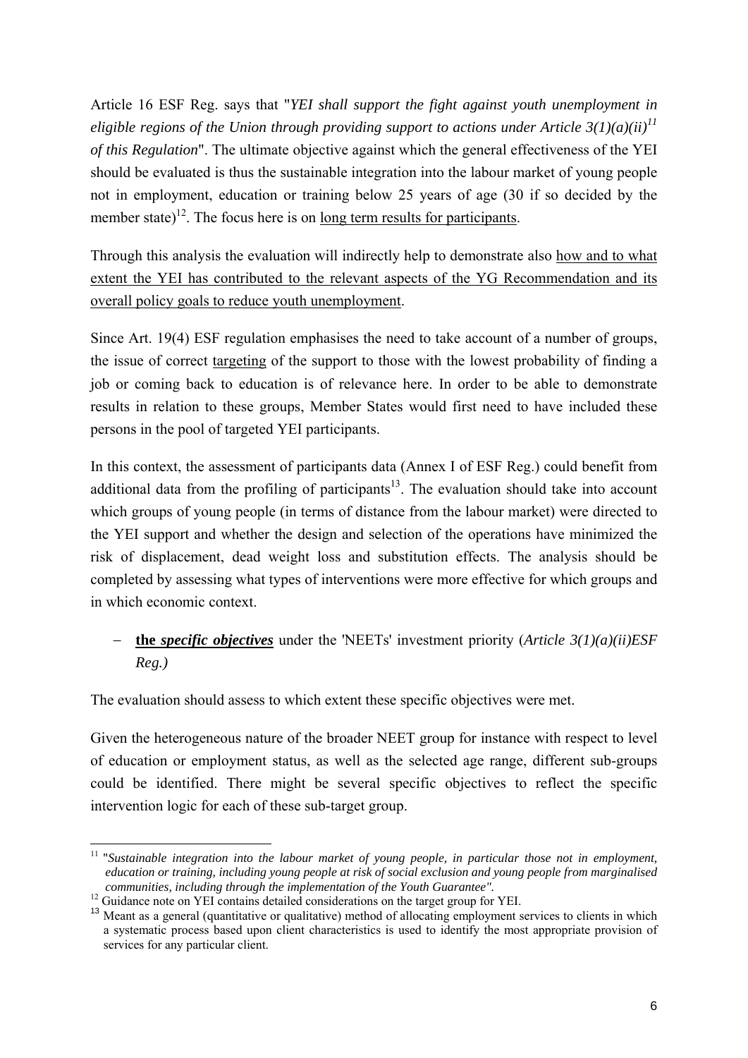Article 16 ESF Reg. says that "*YEI shall support the fight against youth unemployment in eligible regions of the Union through providing support to actions under Article 3(1)(a)(ii)*[11] *of this Regulation*". The ultimate objective against which the general effectiveness of the YEI should be evaluated is thus the sustainable integration into the labour market of young people not in employment, education or training below 25 years of age (30 if so decided by the member state)[12]. The focus here is on <u>long term results for participants</u>.

Through this analysis the evaluation will indirectly help to demonstrate also <u>how and to what extent the YEI has contributed to the relevant aspects of the YG Recommendation and its overall policy goals to reduce youth unemployment</u>.

Since Art. 19(4) ESF regulation emphasises the need to take account of a number of groups, the issue of correct <u>targeting</u> of the support to those with the lowest probability of finding a job or coming back to education is of relevance here. In order to be able to demonstrate results in relation to these groups, Member States would first need to have included these persons in the pool of targeted YEI participants.

In this context, the assessment of participants data (Annex I of ESF Reg.) could benefit from additional data from the profiling of participants[13]. The evaluation should take into account which groups of young people (in terms of distance from the labour market) were directed to the YEI support and whether the design and selection of the operations have minimized the risk of displacement, dead weight loss and substitution effects. The analysis should be completed by assessing what types of interventions were more effective for which groups and in which economic context.

- **the *<u>specific objectives</u>*** under the 'NEETs' investment priority (*Article 3(1)(a)(ii)ESF Reg.)*

The evaluation should assess to which extent these specific objectives were met.

Given the heterogeneous nature of the broader NEET group for instance with respect to level of education or employment status, as well as the selected age range, different sub-groups could be identified. There might be several specific objectives to reflect the specific intervention logic for each of these sub-target group.

---

[11] "*Sustainable integration into the labour market of young people, in particular those not in employment, education or training, including young people at risk of social exclusion and young people from marginalised communities, including through the implementation of the Youth Guarantee".*

[12] Guidance note on YEI contains detailed considerations on the target group for YEI.

[13] Meant as a general (quantitative or qualitative) method of allocating employment services to clients in which a systematic process based upon client characteristics is used to identify the most appropriate provision of services for any particular client.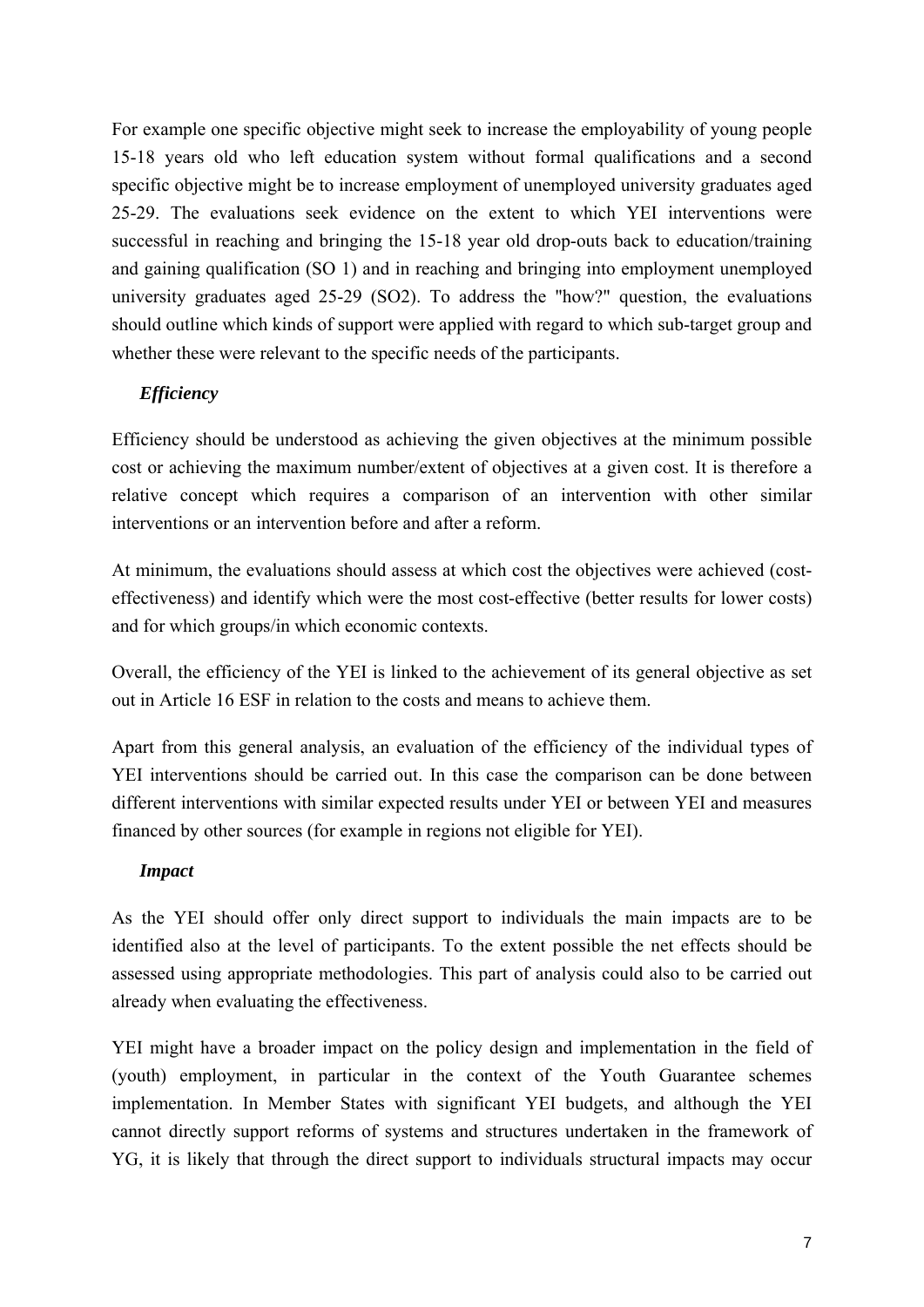For example one specific objective might seek to increase the employability of young people 15-18 years old who left education system without formal qualifications and a second specific objective might be to increase employment of unemployed university graduates aged 25-29. The evaluations seek evidence on the extent to which YEI interventions were successful in reaching and bringing the 15-18 year old drop-outs back to education/training and gaining qualification (SO 1) and in reaching and bringing into employment unemployed university graduates aged 25-29 (SO2). To address the "how?" question, the evaluations should outline which kinds of support were applied with regard to which sub-target group and whether these were relevant to the specific needs of the participants.

***Efficiency***

Efficiency should be understood as achieving the given objectives at the minimum possible cost or achieving the maximum number/extent of objectives at a given cost. It is therefore a relative concept which requires a comparison of an intervention with other similar interventions or an intervention before and after a reform.

At minimum, the evaluations should assess at which cost the objectives were achieved (cost-effectiveness) and identify which were the most cost-effective (better results for lower costs) and for which groups/in which economic contexts.

Overall, the efficiency of the YEI is linked to the achievement of its general objective as set out in Article 16 ESF in relation to the costs and means to achieve them.

Apart from this general analysis, an evaluation of the efficiency of the individual types of YEI interventions should be carried out. In this case the comparison can be done between different interventions with similar expected results under YEI or between YEI and measures financed by other sources (for example in regions not eligible for YEI).

***Impact***

As the YEI should offer only direct support to individuals the main impacts are to be identified also at the level of participants. To the extent possible the net effects should be assessed using appropriate methodologies. This part of analysis could also to be carried out already when evaluating the effectiveness.

YEI might have a broader impact on the policy design and implementation in the field of (youth) employment, in particular in the context of the Youth Guarantee schemes implementation. In Member States with significant YEI budgets, and although the YEI cannot directly support reforms of systems and structures undertaken in the framework of YG, it is likely that through the direct support to individuals structural impacts may occur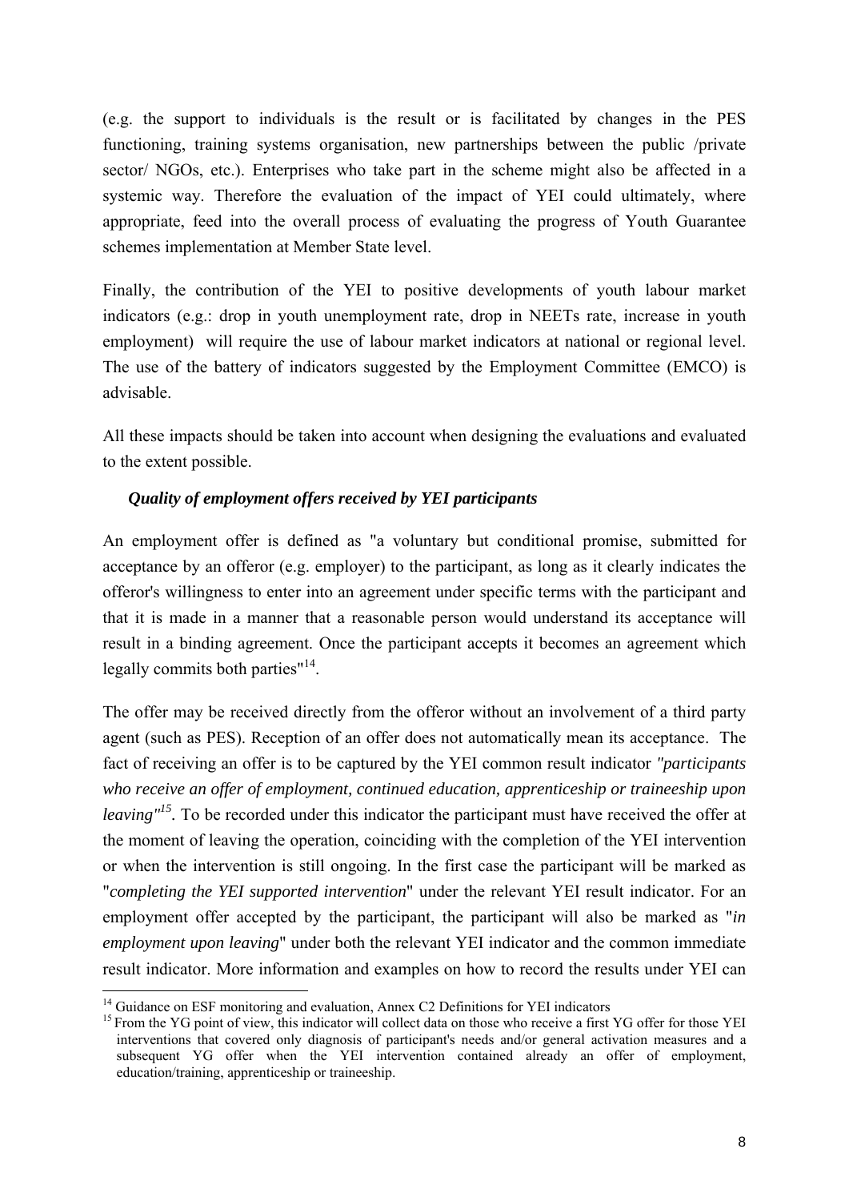(e.g. the support to individuals is the result or is facilitated by changes in the PES functioning, training systems organisation, new partnerships between the public /private sector/ NGOs, etc.). Enterprises who take part in the scheme might also be affected in a systemic way. Therefore the evaluation of the impact of YEI could ultimately, where appropriate, feed into the overall process of evaluating the progress of Youth Guarantee schemes implementation at Member State level.

Finally, the contribution of the YEI to positive developments of youth labour market indicators (e.g.: drop in youth unemployment rate, drop in NEETs rate, increase in youth employment) will require the use of labour market indicators at national or regional level. The use of the battery of indicators suggested by the Employment Committee (EMCO) is advisable.

All these impacts should be taken into account when designing the evaluations and evaluated to the extent possible.

***Quality of employment offers received by YEI participants***

An employment offer is defined as "a voluntary but conditional promise, submitted for acceptance by an offeror (e.g. employer) to the participant, as long as it clearly indicates the offeror's willingness to enter into an agreement under specific terms with the participant and that it is made in a manner that a reasonable person would understand its acceptance will result in a binding agreement. Once the participant accepts it becomes an agreement which legally commits both parties"[14].

The offer may be received directly from the offeror without an involvement of a third party agent (such as PES). Reception of an offer does not automatically mean its acceptance. The fact of receiving an offer is to be captured by the YEI common result indicator *"participants who receive an offer of employment, continued education, apprenticeship or traineeship upon leaving"*[15]. To be recorded under this indicator the participant must have received the offer at the moment of leaving the operation, coinciding with the completion of the YEI intervention or when the intervention is still ongoing. In the first case the participant will be marked as "*completing the YEI supported intervention*" under the relevant YEI result indicator. For an employment offer accepted by the participant, the participant will also be marked as "*in employment upon leaving*" under both the relevant YEI indicator and the common immediate result indicator. More information and examples on how to record the results under YEI can

---

[14] Guidance on ESF monitoring and evaluation, Annex C2 Definitions for YEI indicators

[15] From the YG point of view, this indicator will collect data on those who receive a first YG offer for those YEI interventions that covered only diagnosis of participant's needs and/or general activation measures and a subsequent YG offer when the YEI intervention contained already an offer of employment, education/training, apprenticeship or traineeship.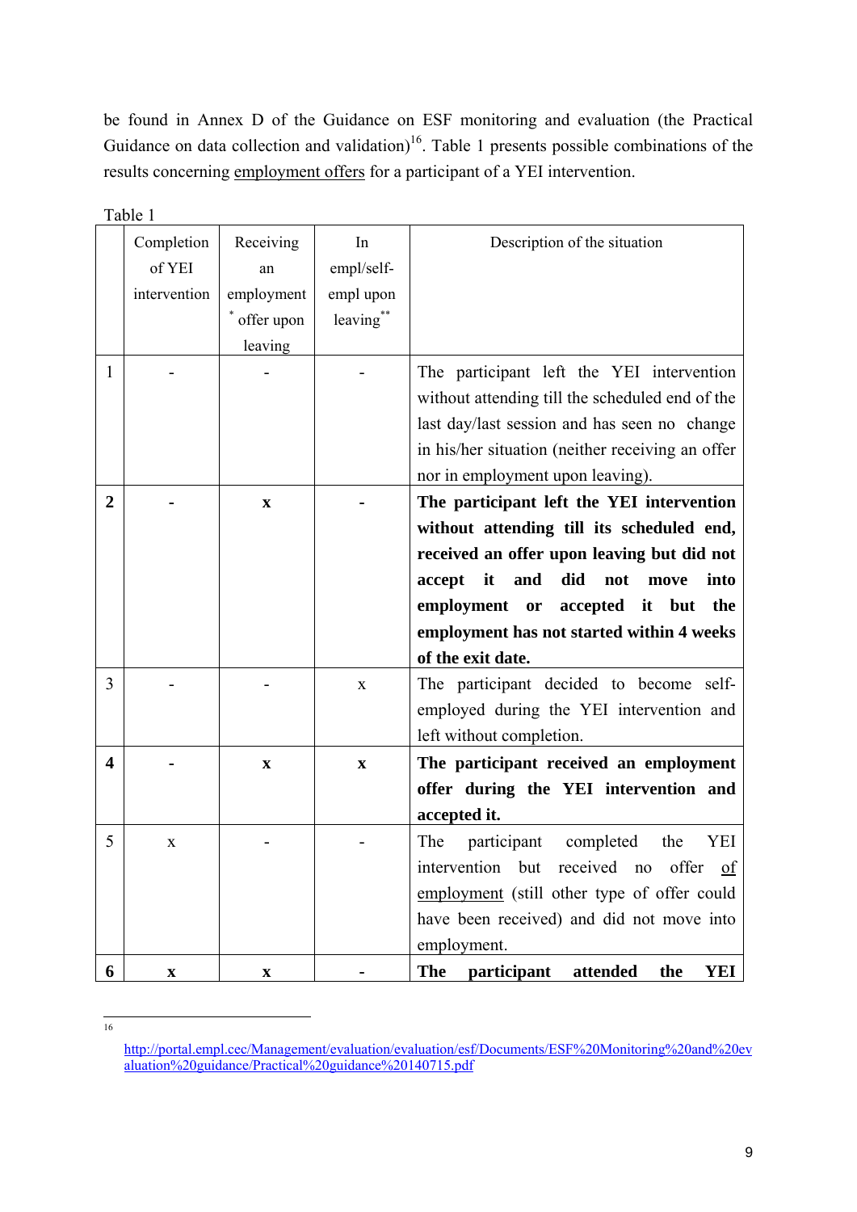be found in Annex D of the Guidance on ESF monitoring and evaluation (the Practical Guidance on data collection and validation)[16]. Table 1 presents possible combinations of the results concerning employment offers for a participant of a YEI intervention.

Table 1

| | Completion of YEI intervention | Receiving an employment * offer upon leaving | In empl/self-empl upon leaving** | Description of the situation |
|---|---|---|---|---|
| 1 | - | - | - | The participant left the YEI intervention without attending till the scheduled end of the last day/last session and has seen no change in his/her situation (neither receiving an offer nor in employment upon leaving). |
| **2** | **-** | **x** | **-** | **The participant left the YEI intervention without attending till its scheduled end, received an offer upon leaving but did not accept it and did not move into employment or accepted it but the employment has not started within 4 weeks of the exit date.** |
| 3 | - | - | x | The participant decided to become self-employed during the YEI intervention and left without completion. |
| **4** | **-** | **x** | **x** | **The participant received an employment offer during the YEI intervention and accepted it.** |
| 5 | x | - | - | The participant completed the YEI intervention but received no offer of employment (still other type of offer could have been received) and did not move into employment. |
| **6** | **x** | **x** | **-** | **The participant attended the YEI** |

[16] http://portal.empl.cec/Management/evaluation/evaluation/esf/Documents/ESF%20Monitoring%20and%20evaluation%20guidance/Practical%20guidance%20140715.pdf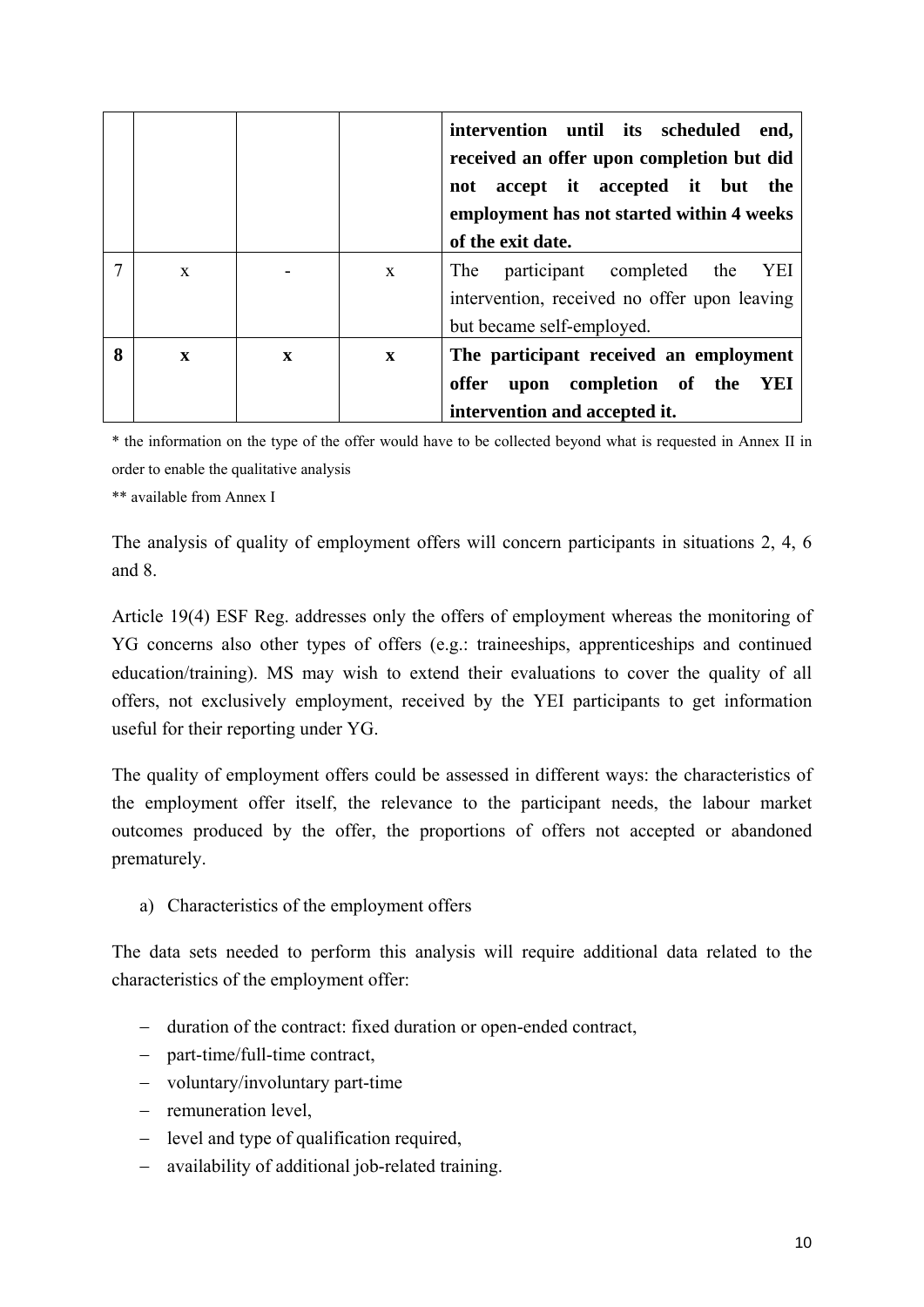| | | | | |
|---|---|---|---|---|
| | | | | **intervention until its scheduled end, received an offer upon completion but did not accept it accepted it but the employment has not started within 4 weeks of the exit date.** |
| 7 | x | - | x | The participant completed the YEI intervention, received no offer upon leaving but became self-employed. |
| **8** | **x** | **x** | **x** | **The participant received an employment offer upon completion of the YEI intervention and accepted it.** |

\* the information on the type of the offer would have to be collected beyond what is requested in Annex II in order to enable the qualitative analysis

\*\* available from Annex I

The analysis of quality of employment offers will concern participants in situations 2, 4, 6 and 8.

Article 19(4) ESF Reg. addresses only the offers of employment whereas the monitoring of YG concerns also other types of offers (e.g.: traineeships, apprenticeships and continued education/training). MS may wish to extend their evaluations to cover the quality of all offers, not exclusively employment, received by the YEI participants to get information useful for their reporting under YG.

The quality of employment offers could be assessed in different ways: the characteristics of the employment offer itself, the relevance to the participant needs, the labour market outcomes produced by the offer, the proportions of offers not accepted or abandoned prematurely.

a) Characteristics of the employment offers

The data sets needed to perform this analysis will require additional data related to the characteristics of the employment offer:

- duration of the contract: fixed duration or open-ended contract,
- part-time/full-time contract,
- voluntary/involuntary part-time
- remuneration level,
- level and type of qualification required,
- availability of additional job-related training.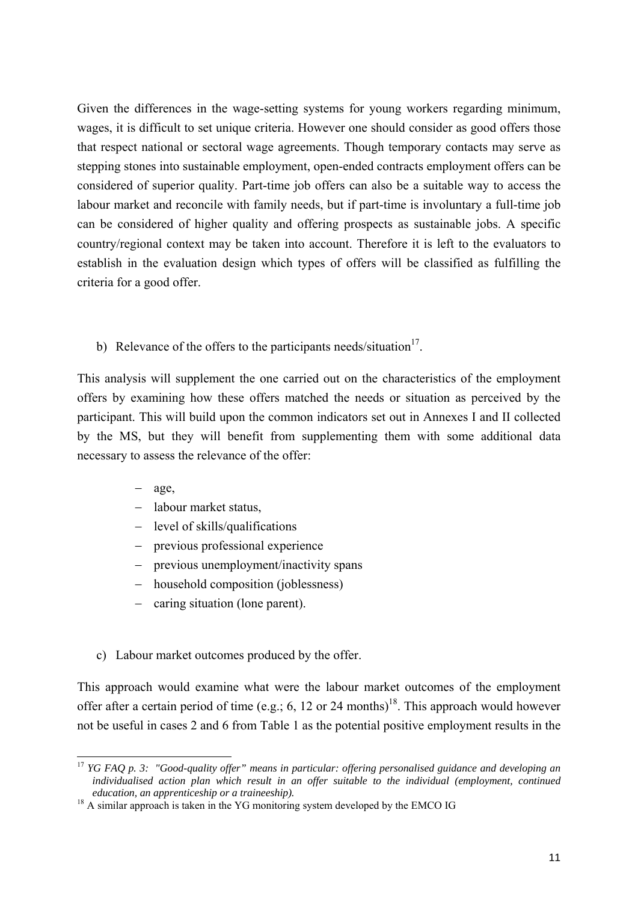Given the differences in the wage-setting systems for young workers regarding minimum, wages, it is difficult to set unique criteria. However one should consider as good offers those that respect national or sectoral wage agreements. Though temporary contacts may serve as stepping stones into sustainable employment, open-ended contracts employment offers can be considered of superior quality. Part-time job offers can also be a suitable way to access the labour market and reconcile with family needs, but if part-time is involuntary a full-time job can be considered of higher quality and offering prospects as sustainable jobs. A specific country/regional context may be taken into account. Therefore it is left to the evaluators to establish in the evaluation design which types of offers will be classified as fulfilling the criteria for a good offer.

b) Relevance of the offers to the participants needs/situation[17].

This analysis will supplement the one carried out on the characteristics of the employment offers by examining how these offers matched the needs or situation as perceived by the participant. This will build upon the common indicators set out in Annexes I and II collected by the MS, but they will benefit from supplementing them with some additional data necessary to assess the relevance of the offer:

- age,
- labour market status,
- level of skills/qualifications
- previous professional experience
- previous unemployment/inactivity spans
- household composition (joblessness)
- caring situation (lone parent).

c) Labour market outcomes produced by the offer.

This approach would examine what were the labour market outcomes of the employment offer after a certain period of time (e.g.; 6, 12 or 24 months)[18]. This approach would however not be useful in cases 2 and 6 from Table 1 as the potential positive employment results in the

[17] *YG FAQ p. 3: "Good-quality offer" means in particular: offering personalised guidance and developing an individualised action plan which result in an offer suitable to the individual (employment, continued education, an apprenticeship or a traineeship).*

[18] A similar approach is taken in the YG monitoring system developed by the EMCO IG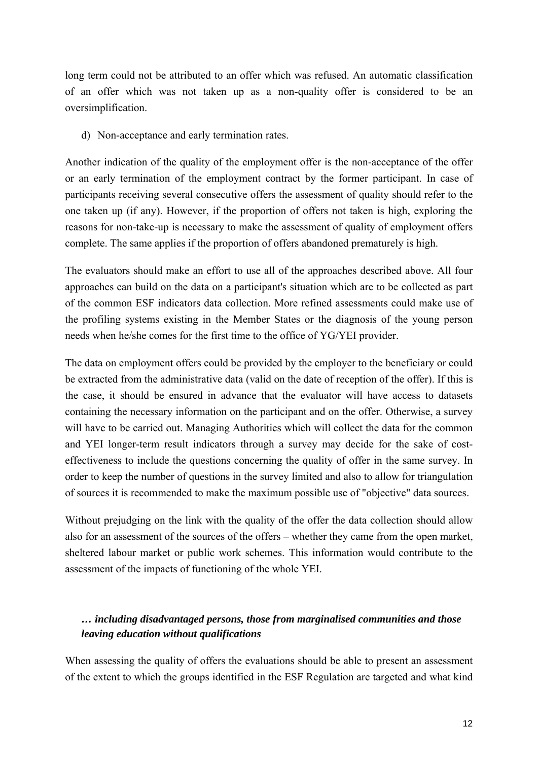long term could not be attributed to an offer which was refused. An automatic classification of an offer which was not taken up as a non-quality offer is considered to be an oversimplification.

d) Non-acceptance and early termination rates.

Another indication of the quality of the employment offer is the non-acceptance of the offer or an early termination of the employment contract by the former participant. In case of participants receiving several consecutive offers the assessment of quality should refer to the one taken up (if any). However, if the proportion of offers not taken is high, exploring the reasons for non-take-up is necessary to make the assessment of quality of employment offers complete. The same applies if the proportion of offers abandoned prematurely is high.

The evaluators should make an effort to use all of the approaches described above. All four approaches can build on the data on a participant's situation which are to be collected as part of the common ESF indicators data collection. More refined assessments could make use of the profiling systems existing in the Member States or the diagnosis of the young person needs when he/she comes for the first time to the office of YG/YEI provider.

The data on employment offers could be provided by the employer to the beneficiary or could be extracted from the administrative data (valid on the date of reception of the offer). If this is the case, it should be ensured in advance that the evaluator will have access to datasets containing the necessary information on the participant and on the offer. Otherwise, a survey will have to be carried out. Managing Authorities which will collect the data for the common and YEI longer-term result indicators through a survey may decide for the sake of cost-effectiveness to include the questions concerning the quality of offer in the same survey. In order to keep the number of questions in the survey limited and also to allow for triangulation of sources it is recommended to make the maximum possible use of "objective" data sources.

Without prejudging on the link with the quality of the offer the data collection should allow also for an assessment of the sources of the offers – whether they came from the open market, sheltered labour market or public work schemes. This information would contribute to the assessment of the impacts of functioning of the whole YEI.

***… including disadvantaged persons, those from marginalised communities and those leaving education without qualifications***

When assessing the quality of offers the evaluations should be able to present an assessment of the extent to which the groups identified in the ESF Regulation are targeted and what kind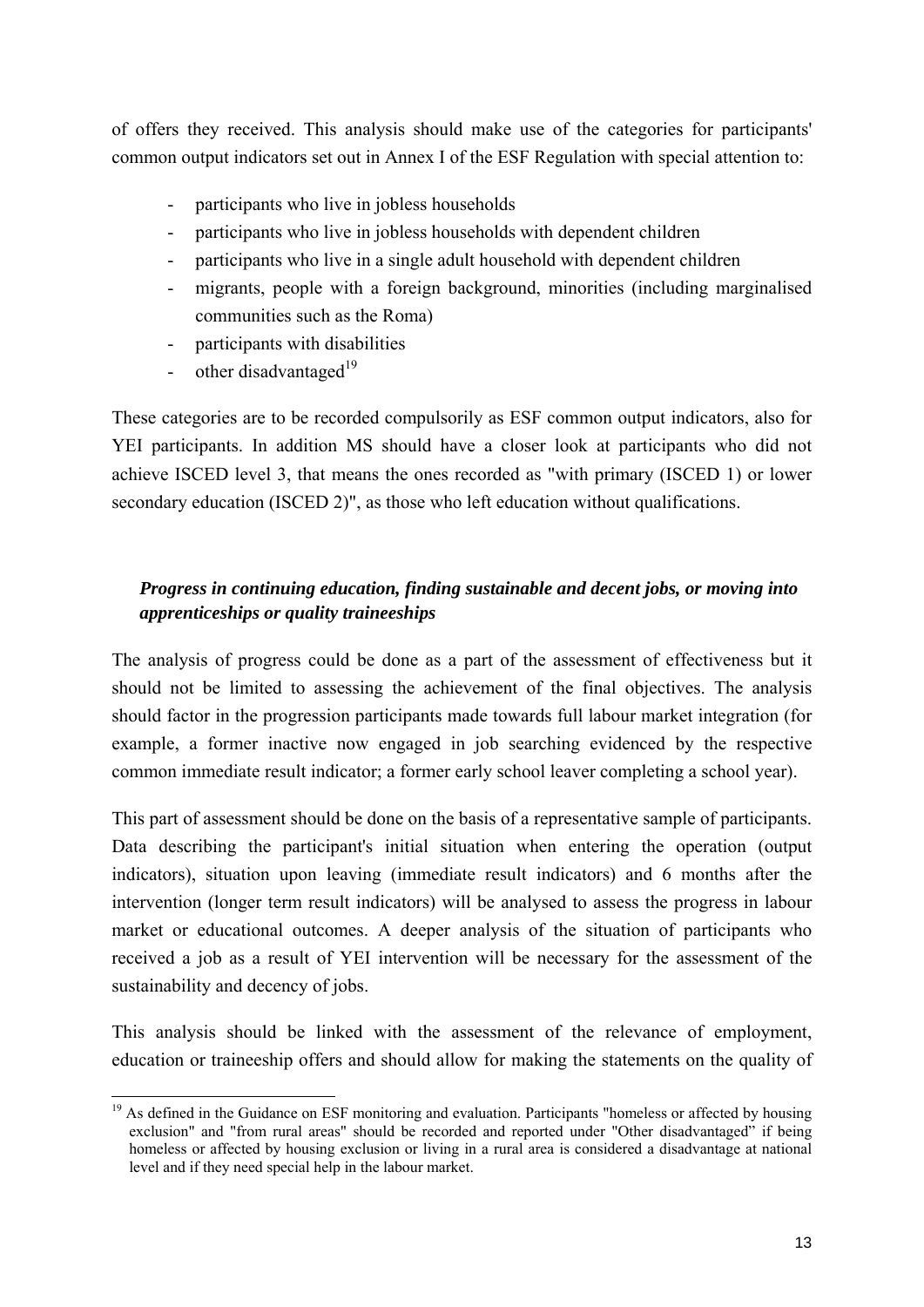of offers they received. This analysis should make use of the categories for participants' common output indicators set out in Annex I of the ESF Regulation with special attention to:

- participants who live in jobless households
- participants who live in jobless households with dependent children
- participants who live in a single adult household with dependent children
- migrants, people with a foreign background, minorities (including marginalised communities such as the Roma)
- participants with disabilities
- other disadvantaged[19]

These categories are to be recorded compulsorily as ESF common output indicators, also for YEI participants. In addition MS should have a closer look at participants who did not achieve ISCED level 3, that means the ones recorded as "with primary (ISCED 1) or lower secondary education (ISCED 2)", as those who left education without qualifications.

***Progress in continuing education, finding sustainable and decent jobs, or moving into apprenticeships or quality traineeships***

The analysis of progress could be done as a part of the assessment of effectiveness but it should not be limited to assessing the achievement of the final objectives. The analysis should factor in the progression participants made towards full labour market integration (for example, a former inactive now engaged in job searching evidenced by the respective common immediate result indicator; a former early school leaver completing a school year).

This part of assessment should be done on the basis of a representative sample of participants. Data describing the participant's initial situation when entering the operation (output indicators), situation upon leaving (immediate result indicators) and 6 months after the intervention (longer term result indicators) will be analysed to assess the progress in labour market or educational outcomes. A deeper analysis of the situation of participants who received a job as a result of YEI intervention will be necessary for the assessment of the sustainability and decency of jobs.

This analysis should be linked with the assessment of the relevance of employment, education or traineeship offers and should allow for making the statements on the quality of

[19] As defined in the Guidance on ESF monitoring and evaluation. Participants "homeless or affected by housing exclusion" and "from rural areas" should be recorded and reported under "Other disadvantaged" if being homeless or affected by housing exclusion or living in a rural area is considered a disadvantage at national level and if they need special help in the labour market.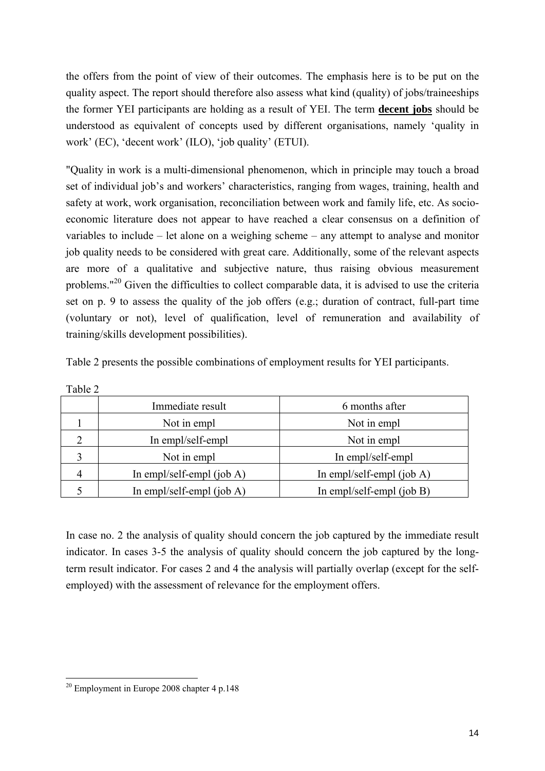the offers from the point of view of their outcomes. The emphasis here is to be put on the quality aspect. The report should therefore also assess what kind (quality) of jobs/traineeships the former YEI participants are holding as a result of YEI. The term **decent jobs** should be understood as equivalent of concepts used by different organisations, namely 'quality in work' (EC), 'decent work' (ILO), 'job quality' (ETUI).

"Quality in work is a multi-dimensional phenomenon, which in principle may touch a broad set of individual job's and workers' characteristics, ranging from wages, training, health and safety at work, work organisation, reconciliation between work and family life, etc. As socio-economic literature does not appear to have reached a clear consensus on a definition of variables to include – let alone on a weighing scheme – any attempt to analyse and monitor job quality needs to be considered with great care. Additionally, some of the relevant aspects are more of a qualitative and subjective nature, thus raising obvious measurement problems."[20] Given the difficulties to collect comparable data, it is advised to use the criteria set on p. 9 to assess the quality of the job offers (e.g.; duration of contract, full-part time (voluntary or not), level of qualification, level of remuneration and availability of training/skills development possibilities).

Table 2 presents the possible combinations of employment results for YEI participants.

Table 2

| | Immediate result | 6 months after |
|---|---|---|
| 1 | Not in empl | Not in empl |
| 2 | In empl/self-empl | Not in empl |
| 3 | Not in empl | In empl/self-empl |
| 4 | In empl/self-empl (job A) | In empl/self-empl (job A) |
| 5 | In empl/self-empl (job A) | In empl/self-empl (job B) |

In case no. 2 the analysis of quality should concern the job captured by the immediate result indicator. In cases 3-5 the analysis of quality should concern the job captured by the long-term result indicator. For cases 2 and 4 the analysis will partially overlap (except for the self-employed) with the assessment of relevance for the employment offers.

[20] Employment in Europe 2008 chapter 4 p.148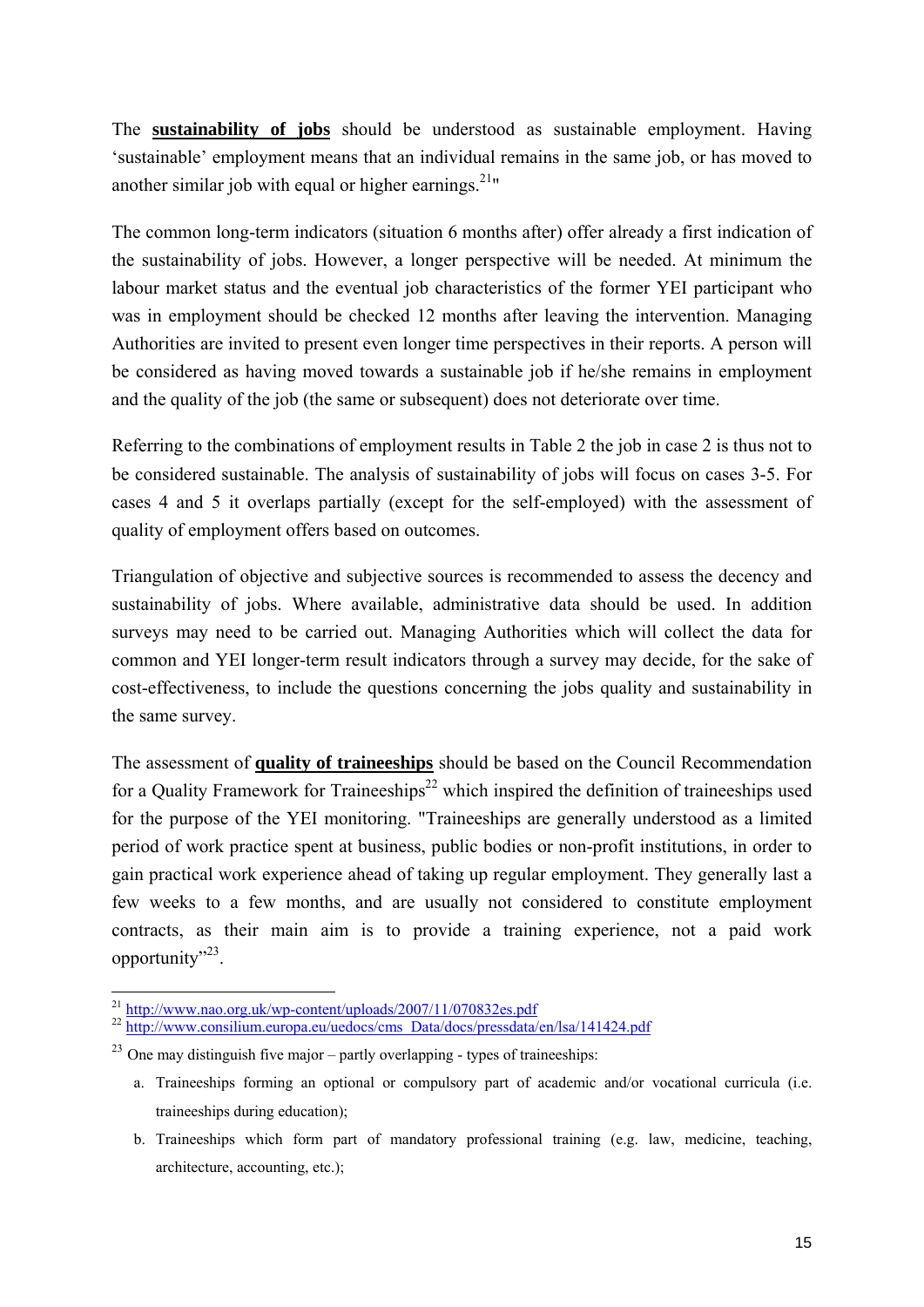The **sustainability of jobs** should be understood as sustainable employment. Having 'sustainable' employment means that an individual remains in the same job, or has moved to another similar job with equal or higher earnings.[21]"

The common long-term indicators (situation 6 months after) offer already a first indication of the sustainability of jobs. However, a longer perspective will be needed. At minimum the labour market status and the eventual job characteristics of the former YEI participant who was in employment should be checked 12 months after leaving the intervention. Managing Authorities are invited to present even longer time perspectives in their reports. A person will be considered as having moved towards a sustainable job if he/she remains in employment and the quality of the job (the same or subsequent) does not deteriorate over time.

Referring to the combinations of employment results in Table 2 the job in case 2 is thus not to be considered sustainable. The analysis of sustainability of jobs will focus on cases 3-5. For cases 4 and 5 it overlaps partially (except for the self-employed) with the assessment of quality of employment offers based on outcomes.

Triangulation of objective and subjective sources is recommended to assess the decency and sustainability of jobs. Where available, administrative data should be used. In addition surveys may need to be carried out. Managing Authorities which will collect the data for common and YEI longer-term result indicators through a survey may decide, for the sake of cost-effectiveness, to include the questions concerning the jobs quality and sustainability in the same survey.

The assessment of **quality of traineeships** should be based on the Council Recommendation for a Quality Framework for Traineeships[22] which inspired the definition of traineeships used for the purpose of the YEI monitoring. "Traineeships are generally understood as a limited period of work practice spent at business, public bodies or non-profit institutions, in order to gain practical work experience ahead of taking up regular employment. They generally last a few weeks to a few months, and are usually not considered to constitute employment contracts, as their main aim is to provide a training experience, not a paid work opportunity"[23].

---

[21] http://www.nao.org.uk/wp-content/uploads/2007/11/070832es.pdf

[22] http://www.consilium.europa.eu/uedocs/cms_Data/docs/pressdata/en/lsa/141424.pdf

[23] One may distinguish five major – partly overlapping - types of traineeships:

a. Traineeships forming an optional or compulsory part of academic and/or vocational curricula (i.e. traineeships during education);

b. Traineeships which form part of mandatory professional training (e.g. law, medicine, teaching, architecture, accounting, etc.);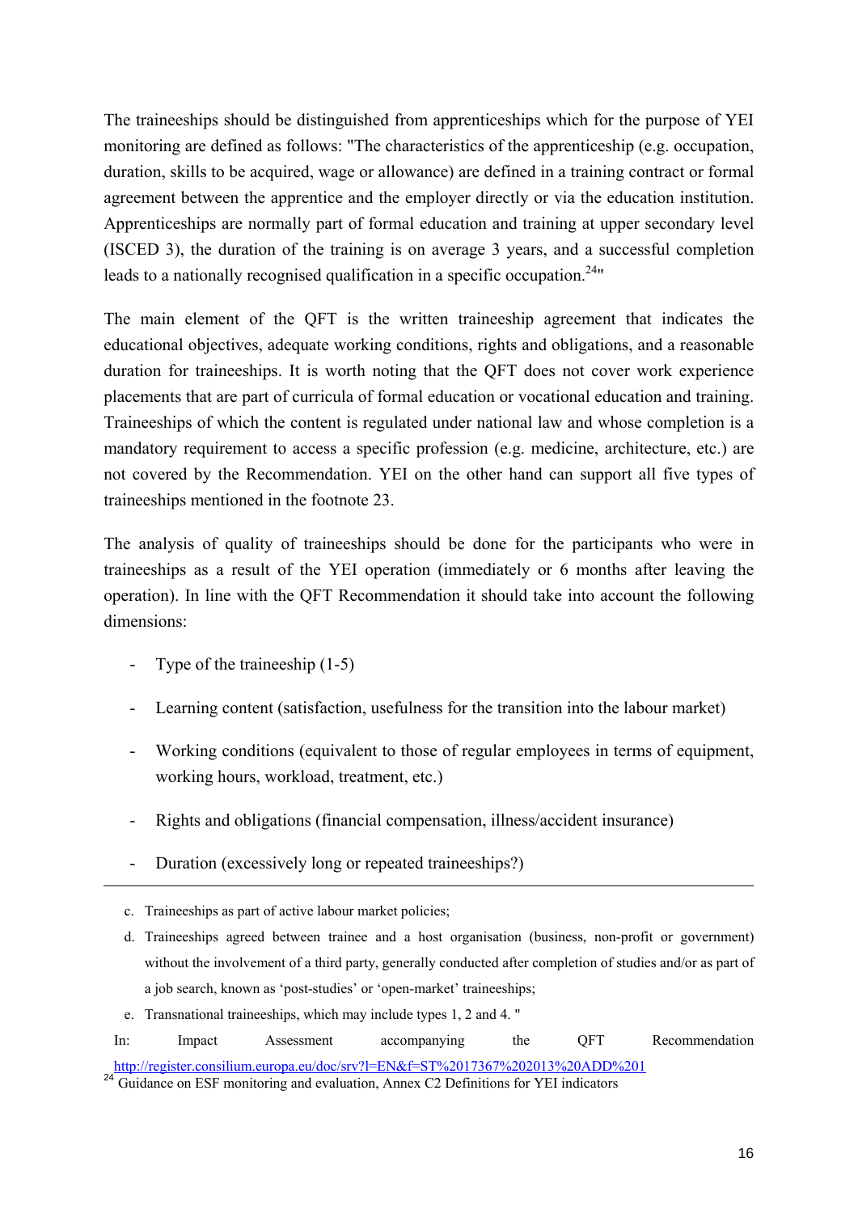The traineeships should be distinguished from apprenticeships which for the purpose of YEI monitoring are defined as follows: "The characteristics of the apprenticeship (e.g. occupation, duration, skills to be acquired, wage or allowance) are defined in a training contract or formal agreement between the apprentice and the employer directly or via the education institution. Apprenticeships are normally part of formal education and training at upper secondary level (ISCED 3), the duration of the training is on average 3 years, and a successful completion leads to a nationally recognised qualification in a specific occupation.[24]"

The main element of the QFT is the written traineeship agreement that indicates the educational objectives, adequate working conditions, rights and obligations, and a reasonable duration for traineeships. It is worth noting that the QFT does not cover work experience placements that are part of curricula of formal education or vocational education and training. Traineeships of which the content is regulated under national law and whose completion is a mandatory requirement to access a specific profession (e.g. medicine, architecture, etc.) are not covered by the Recommendation. YEI on the other hand can support all five types of traineeships mentioned in the footnote 23.

The analysis of quality of traineeships should be done for the participants who were in traineeships as a result of the YEI operation (immediately or 6 months after leaving the operation). In line with the QFT Recommendation it should take into account the following dimensions:

- Type of the traineeship (1-5)
- Learning content (satisfaction, usefulness for the transition into the labour market)
- Working conditions (equivalent to those of regular employees in terms of equipment, working hours, workload, treatment, etc.)
- Rights and obligations (financial compensation, illness/accident insurance)
- Duration (excessively long or repeated traineeships?)

---

c. Traineeships as part of active labour market policies;

d. Traineeships agreed between trainee and a host organisation (business, non-profit or government) without the involvement of a third party, generally conducted after completion of studies and/or as part of a job search, known as 'post-studies' or 'open-market' traineeships;

e. Transnational traineeships, which may include types 1, 2 and 4. "

In: Impact Assessment accompanying the QFT Recommendation http://register.consilium.europa.eu/doc/srv?l=EN&f=ST%2017367%202013%20ADD%201

[24] Guidance on ESF monitoring and evaluation, Annex C2 Definitions for YEI indicators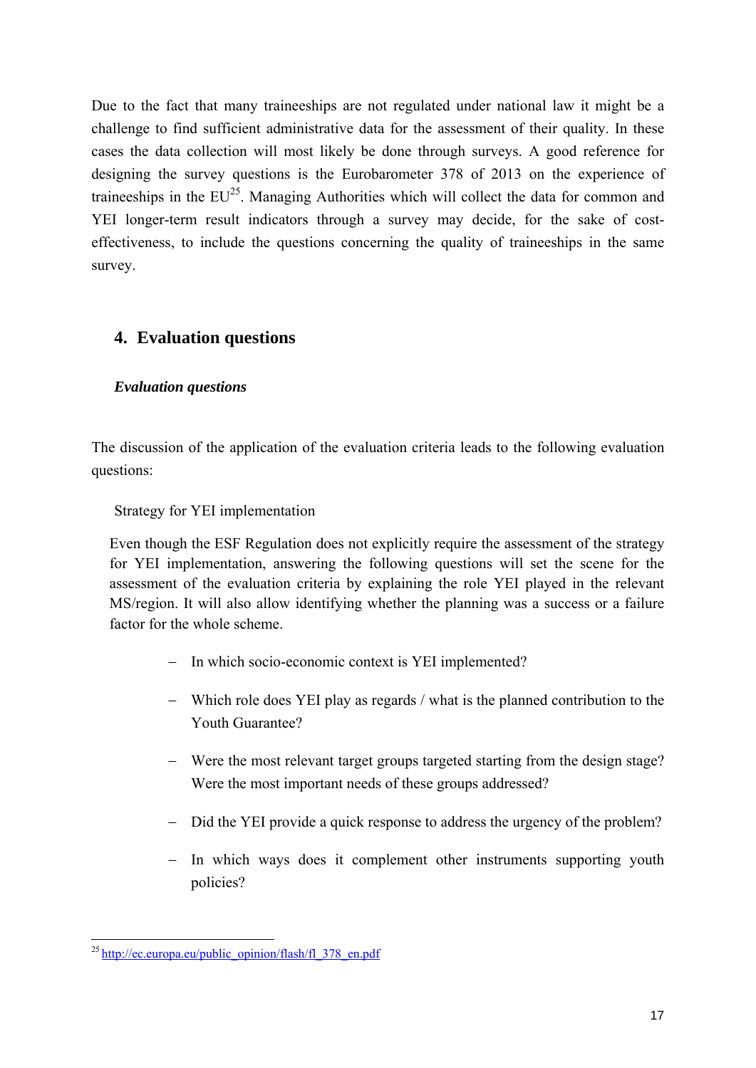Due to the fact that many traineeships are not regulated under national law it might be a challenge to find sufficient administrative data for the assessment of their quality. In these cases the data collection will most likely be done through surveys. A good reference for designing the survey questions is the Eurobarometer 378 of 2013 on the experience of traineeships in the EU[25]. Managing Authorities which will collect the data for common and YEI longer-term result indicators through a survey may decide, for the sake of cost-effectiveness, to include the questions concerning the quality of traineeships in the same survey.

## 4. Evaluation questions

### *Evaluation questions*

The discussion of the application of the evaluation criteria leads to the following evaluation questions:

Strategy for YEI implementation

Even though the ESF Regulation does not explicitly require the assessment of the strategy for YEI implementation, answering the following questions will set the scene for the assessment of the evaluation criteria by explaining the role YEI played in the relevant MS/region. It will also allow identifying whether the planning was a success or a failure factor for the whole scheme.

- In which socio-economic context is YEI implemented?
- Which role does YEI play as regards / what is the planned contribution to the Youth Guarantee?
- Were the most relevant target groups targeted starting from the design stage? Were the most important needs of these groups addressed?
- Did the YEI provide a quick response to address the urgency of the problem?
- In which ways does it complement other instruments supporting youth policies?

[25] http://ec.europa.eu/public_opinion/flash/fl_378_en.pdf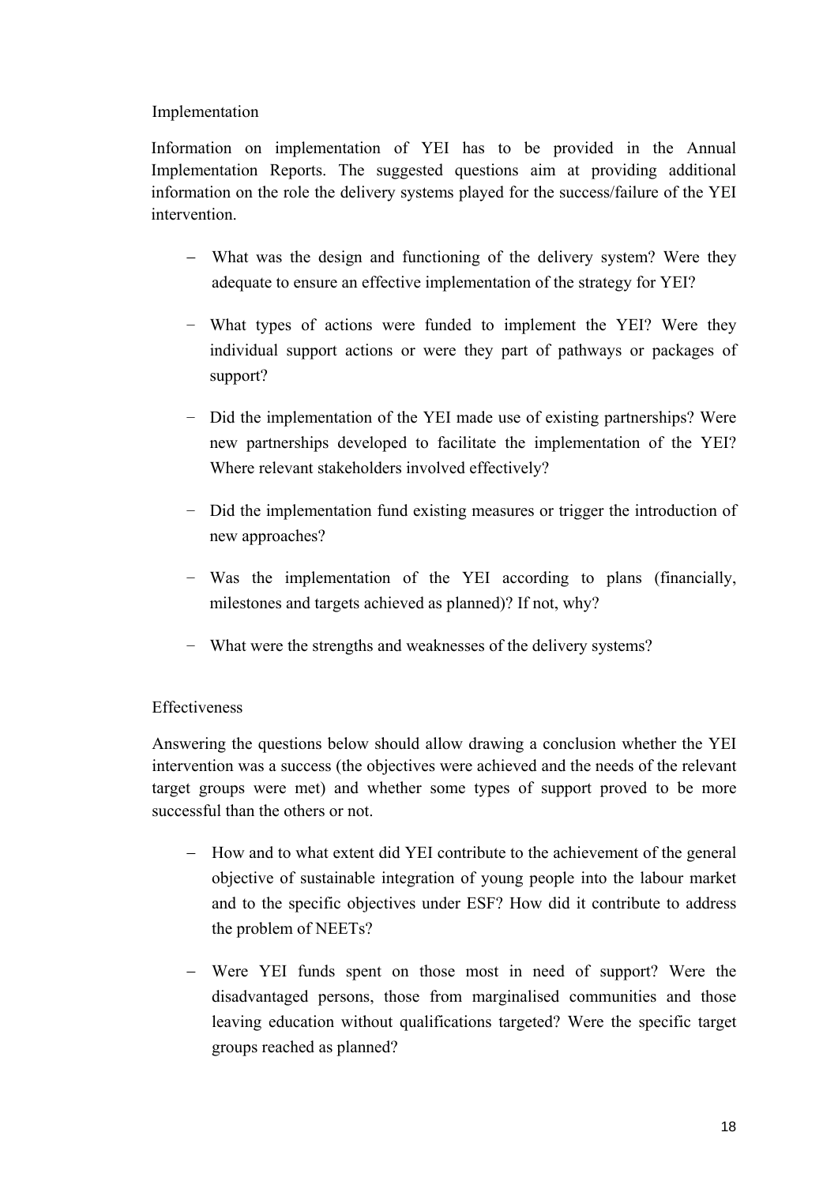### Implementation

Information on implementation of YEI has to be provided in the Annual Implementation Reports. The suggested questions aim at providing additional information on the role the delivery systems played for the success/failure of the YEI intervention.

- What was the design and functioning of the delivery system? Were they adequate to ensure an effective implementation of the strategy for YEI?
- What types of actions were funded to implement the YEI? Were they individual support actions or were they part of pathways or packages of support?
- Did the implementation of the YEI made use of existing partnerships? Were new partnerships developed to facilitate the implementation of the YEI? Where relevant stakeholders involved effectively?
- Did the implementation fund existing measures or trigger the introduction of new approaches?
- Was the implementation of the YEI according to plans (financially, milestones and targets achieved as planned)? If not, why?
- What were the strengths and weaknesses of the delivery systems?

### Effectiveness

Answering the questions below should allow drawing a conclusion whether the YEI intervention was a success (the objectives were achieved and the needs of the relevant target groups were met) and whether some types of support proved to be more successful than the others or not.

- How and to what extent did YEI contribute to the achievement of the general objective of sustainable integration of young people into the labour market and to the specific objectives under ESF? How did it contribute to address the problem of NEETs?
- Were YEI funds spent on those most in need of support? Were the disadvantaged persons, those from marginalised communities and those leaving education without qualifications targeted? Were the specific target groups reached as planned?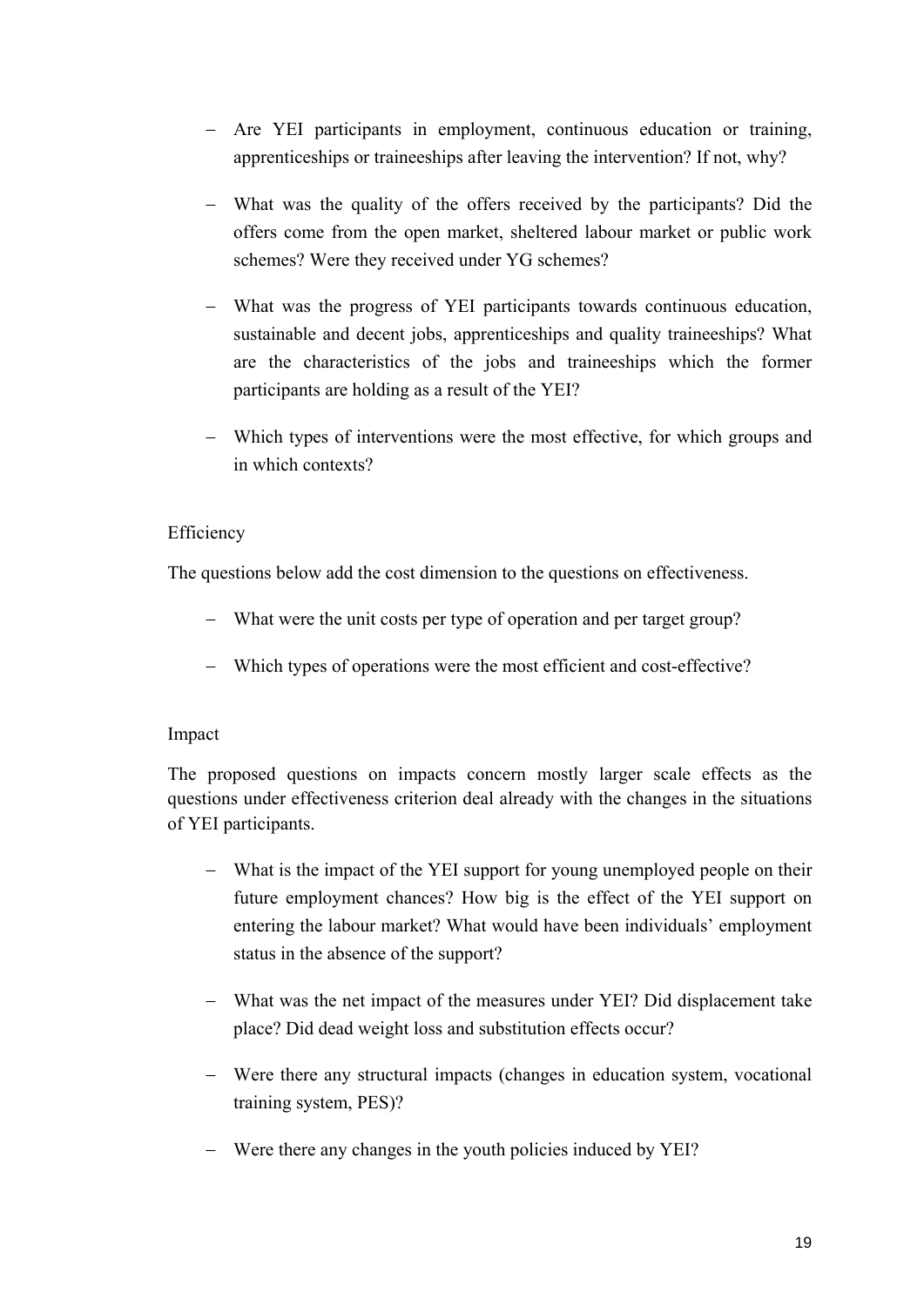- Are YEI participants in employment, continuous education or training, apprenticeships or traineeships after leaving the intervention? If not, why?

- What was the quality of the offers received by the participants? Did the offers come from the open market, sheltered labour market or public work schemes? Were they received under YG schemes?

- What was the progress of YEI participants towards continuous education, sustainable and decent jobs, apprenticeships and quality traineeships? What are the characteristics of the jobs and traineeships which the former participants are holding as a result of the YEI?

- Which types of interventions were the most effective, for which groups and in which contexts?

Efficiency

The questions below add the cost dimension to the questions on effectiveness.

- What were the unit costs per type of operation and per target group?

- Which types of operations were the most efficient and cost-effective?

Impact

The proposed questions on impacts concern mostly larger scale effects as the questions under effectiveness criterion deal already with the changes in the situations of YEI participants.

- What is the impact of the YEI support for young unemployed people on their future employment chances? How big is the effect of the YEI support on entering the labour market? What would have been individuals' employment status in the absence of the support?

- What was the net impact of the measures under YEI? Did displacement take place? Did dead weight loss and substitution effects occur?

- Were there any structural impacts (changes in education system, vocational training system, PES)?

- Were there any changes in the youth policies induced by YEI?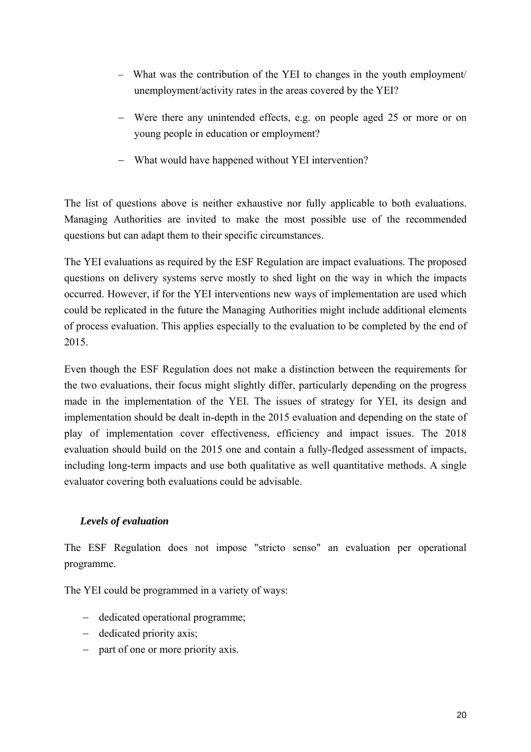- What was the contribution of the YEI to changes in the youth employment/ unemployment/activity rates in the areas covered by the YEI?
- Were there any unintended effects, e.g. on people aged 25 or more or on young people in education or employment?
- What would have happened without YEI intervention?

The list of questions above is neither exhaustive nor fully applicable to both evaluations. Managing Authorities are invited to make the most possible use of the recommended questions but can adapt them to their specific circumstances.

The YEI evaluations as required by the ESF Regulation are impact evaluations. The proposed questions on delivery systems serve mostly to shed light on the way in which the impacts occurred. However, if for the YEI interventions new ways of implementation are used which could be replicated in the future the Managing Authorities might include additional elements of process evaluation. This applies especially to the evaluation to be completed by the end of 2015.

Even though the ESF Regulation does not make a distinction between the requirements for the two evaluations, their focus might slightly differ, particularly depending on the progress made in the implementation of the YEI. The issues of strategy for YEI, its design and implementation should be dealt in-depth in the 2015 evaluation and depending on the state of play of implementation cover effectiveness, efficiency and impact issues. The 2018 evaluation should build on the 2015 one and contain a fully-fledged assessment of impacts, including long-term impacts and use both qualitative as well quantitative methods. A single evaluator covering both evaluations could be advisable.

***Levels of evaluation***

The ESF Regulation does not impose "stricto senso" an evaluation per operational programme.

The YEI could be programmed in a variety of ways:

- dedicated operational programme;
- dedicated priority axis;
- part of one or more priority axis.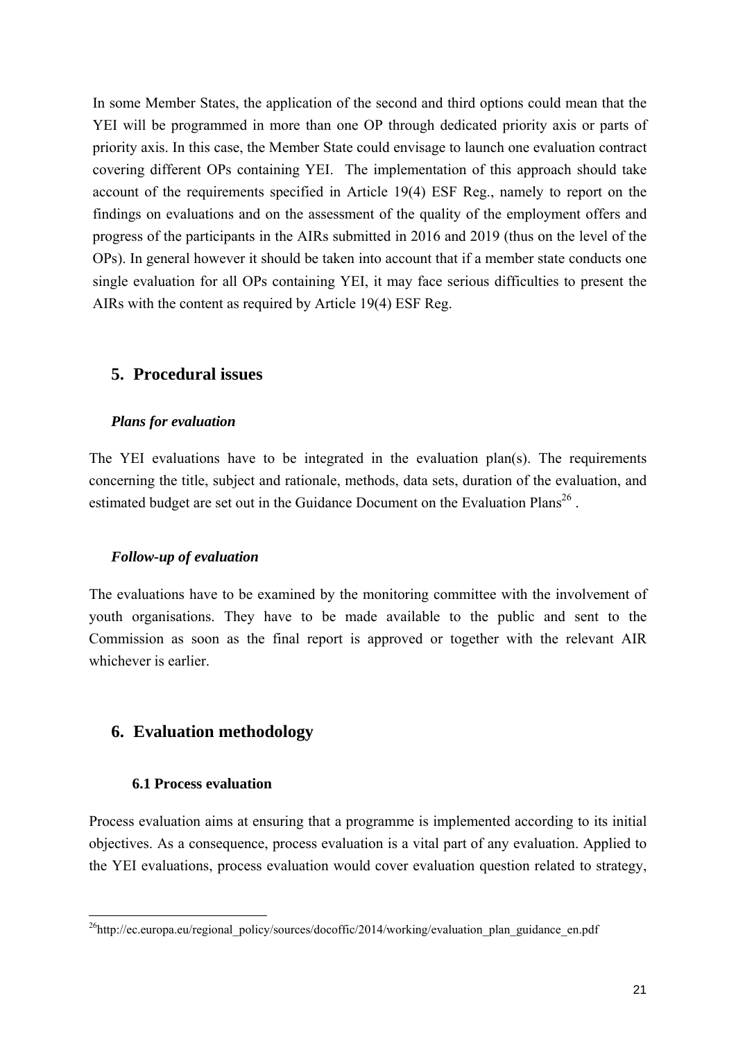In some Member States, the application of the second and third options could mean that the YEI will be programmed in more than one OP through dedicated priority axis or parts of priority axis. In this case, the Member State could envisage to launch one evaluation contract covering different OPs containing YEI. The implementation of this approach should take account of the requirements specified in Article 19(4) ESF Reg., namely to report on the findings on evaluations and on the assessment of the quality of the employment offers and progress of the participants in the AIRs submitted in 2016 and 2019 (thus on the level of the OPs). In general however it should be taken into account that if a member state conducts one single evaluation for all OPs containing YEI, it may face serious difficulties to present the AIRs with the content as required by Article 19(4) ESF Reg.

## 5. Procedural issues

***Plans for evaluation***

The YEI evaluations have to be integrated in the evaluation plan(s). The requirements concerning the title, subject and rationale, methods, data sets, duration of the evaluation, and estimated budget are set out in the Guidance Document on the Evaluation Plans[26] .

***Follow-up of evaluation***

The evaluations have to be examined by the monitoring committee with the involvement of youth organisations. They have to be made available to the public and sent to the Commission as soon as the final report is approved or together with the relevant AIR whichever is earlier.

## 6. Evaluation methodology

### 6.1 Process evaluation

Process evaluation aims at ensuring that a programme is implemented according to its initial objectives. As a consequence, process evaluation is a vital part of any evaluation. Applied to the YEI evaluations, process evaluation would cover evaluation question related to strategy,

---

[26] http://ec.europa.eu/regional_policy/sources/docoffic/2014/working/evaluation_plan_guidance_en.pdf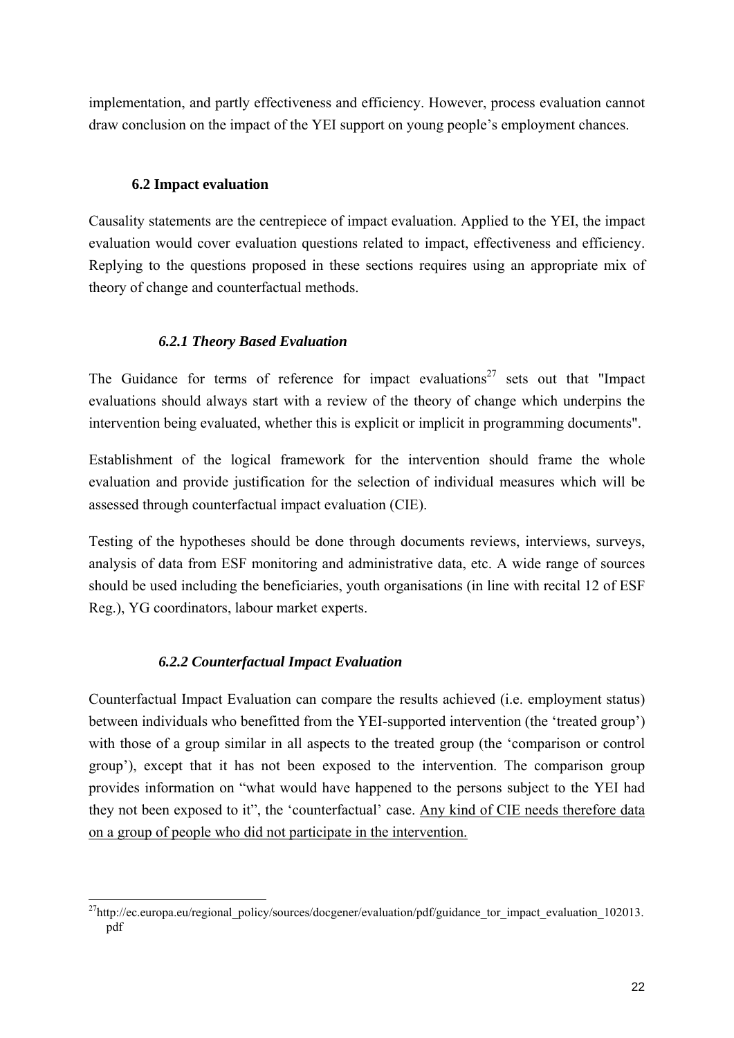implementation, and partly effectiveness and efficiency. However, process evaluation cannot draw conclusion on the impact of the YEI support on young people's employment chances.

## 6.2 Impact evaluation

Causality statements are the centrepiece of impact evaluation. Applied to the YEI, the impact evaluation would cover evaluation questions related to impact, effectiveness and efficiency. Replying to the questions proposed in these sections requires using an appropriate mix of theory of change and counterfactual methods.

### *6.2.1 Theory Based Evaluation*

The Guidance for terms of reference for impact evaluations[27] sets out that "Impact evaluations should always start with a review of the theory of change which underpins the intervention being evaluated, whether this is explicit or implicit in programming documents".

Establishment of the logical framework for the intervention should frame the whole evaluation and provide justification for the selection of individual measures which will be assessed through counterfactual impact evaluation (CIE).

Testing of the hypotheses should be done through documents reviews, interviews, surveys, analysis of data from ESF monitoring and administrative data, etc. A wide range of sources should be used including the beneficiaries, youth organisations (in line with recital 12 of ESF Reg.), YG coordinators, labour market experts.

### *6.2.2 Counterfactual Impact Evaluation*

Counterfactual Impact Evaluation can compare the results achieved (i.e. employment status) between individuals who benefitted from the YEI-supported intervention (the 'treated group') with those of a group similar in all aspects to the treated group (the 'comparison or control group'), except that it has not been exposed to the intervention. The comparison group provides information on "what would have happened to the persons subject to the YEI had they not been exposed to it", the 'counterfactual' case. <u>Any kind of CIE needs therefore data on a group of people who did not participate in the intervention.</u>

---

[27] http://ec.europa.eu/regional_policy/sources/docgener/evaluation/pdf/guidance_tor_impact_evaluation_102013.pdf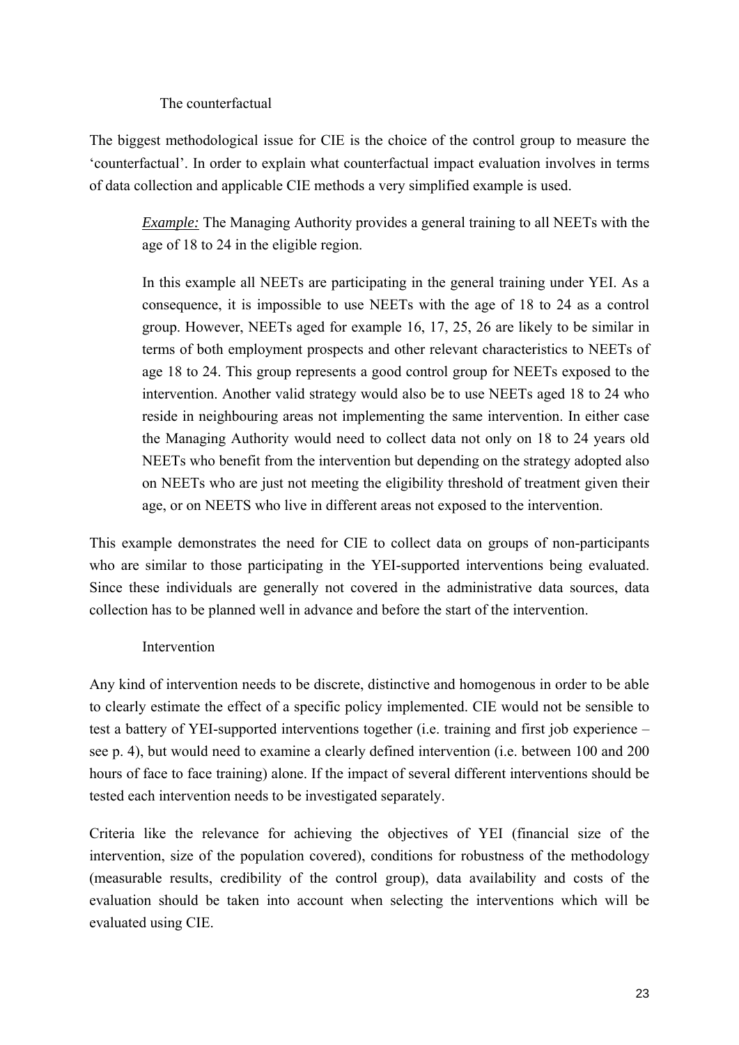### The counterfactual

The biggest methodological issue for CIE is the choice of the control group to measure the 'counterfactual'. In order to explain what counterfactual impact evaluation involves in terms of data collection and applicable CIE methods a very simplified example is used.

> ***Example:*** The Managing Authority provides a general training to all NEETs with the age of 18 to 24 in the eligible region.
>
> In this example all NEETs are participating in the general training under YEI. As a consequence, it is impossible to use NEETs with the age of 18 to 24 as a control group. However, NEETs aged for example 16, 17, 25, 26 are likely to be similar in terms of both employment prospects and other relevant characteristics to NEETs of age 18 to 24. This group represents a good control group for NEETs exposed to the intervention. Another valid strategy would also be to use NEETs aged 18 to 24 who reside in neighbouring areas not implementing the same intervention. In either case the Managing Authority would need to collect data not only on 18 to 24 years old NEETs who benefit from the intervention but depending on the strategy adopted also on NEETs who are just not meeting the eligibility threshold of treatment given their age, or on NEETS who live in different areas not exposed to the intervention.

This example demonstrates the need for CIE to collect data on groups of non-participants who are similar to those participating in the YEI-supported interventions being evaluated. Since these individuals are generally not covered in the administrative data sources, data collection has to be planned well in advance and before the start of the intervention.

### Intervention

Any kind of intervention needs to be discrete, distinctive and homogenous in order to be able to clearly estimate the effect of a specific policy implemented. CIE would not be sensible to test a battery of YEI-supported interventions together (i.e. training and first job experience – see p. 4), but would need to examine a clearly defined intervention (i.e. between 100 and 200 hours of face to face training) alone. If the impact of several different interventions should be tested each intervention needs to be investigated separately.

Criteria like the relevance for achieving the objectives of YEI (financial size of the intervention, size of the population covered), conditions for robustness of the methodology (measurable results, credibility of the control group), data availability and costs of the evaluation should be taken into account when selecting the interventions which will be evaluated using CIE.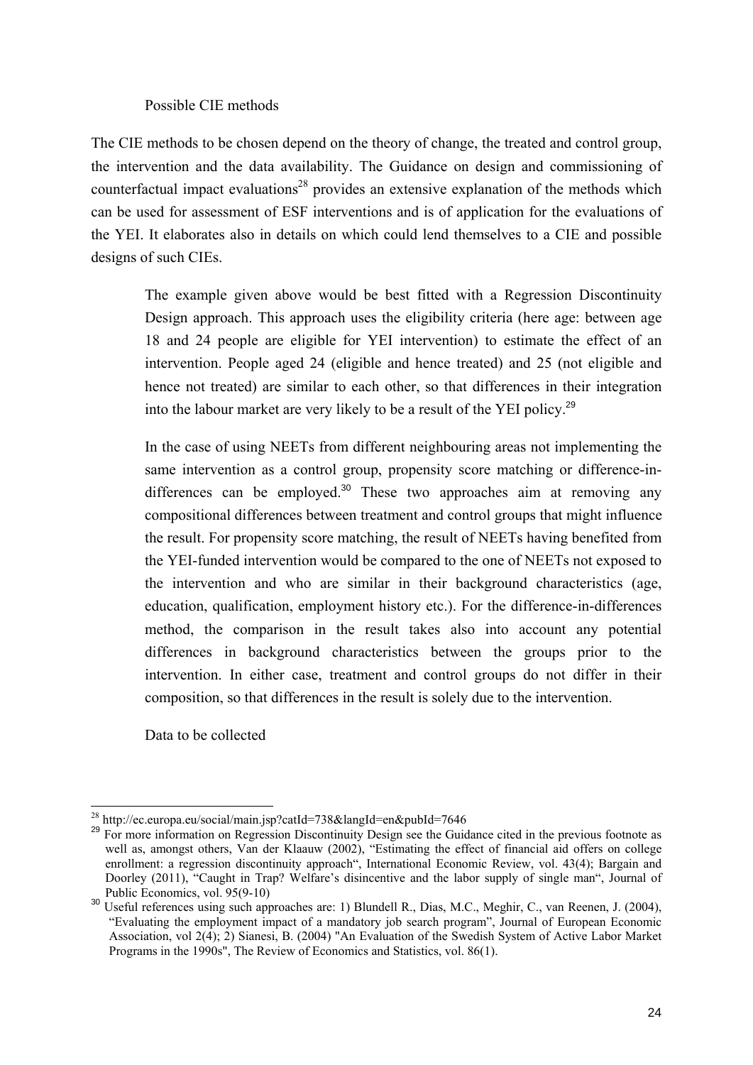Possible CIE methods

The CIE methods to be chosen depend on the theory of change, the treated and control group, the intervention and the data availability. The Guidance on design and commissioning of counterfactual impact evaluations[28] provides an extensive explanation of the methods which can be used for assessment of ESF interventions and is of application for the evaluations of the YEI. It elaborates also in details on which could lend themselves to a CIE and possible designs of such CIEs.

> The example given above would be best fitted with a Regression Discontinuity Design approach. This approach uses the eligibility criteria (here age: between age 18 and 24 people are eligible for YEI intervention) to estimate the effect of an intervention. People aged 24 (eligible and hence treated) and 25 (not eligible and hence not treated) are similar to each other, so that differences in their integration into the labour market are very likely to be a result of the YEI policy.[29]
>
> In the case of using NEETs from different neighbouring areas not implementing the same intervention as a control group, propensity score matching or difference-in-differences can be employed.[30] These two approaches aim at removing any compositional differences between treatment and control groups that might influence the result. For propensity score matching, the result of NEETs having benefited from the YEI-funded intervention would be compared to the one of NEETs not exposed to the intervention and who are similar in their background characteristics (age, education, qualification, employment history etc.). For the difference-in-differences method, the comparison in the result takes also into account any potential differences in background characteristics between the groups prior to the intervention. In either case, treatment and control groups do not differ in their composition, so that differences in the result is solely due to the intervention.

Data to be collected

---

[28] http://ec.europa.eu/social/main.jsp?catId=738&langId=en&pubId=7646

[29] For more information on Regression Discontinuity Design see the Guidance cited in the previous footnote as well as, amongst others, Van der Klaauw (2002), "Estimating the effect of financial aid offers on college enrollment: a regression discontinuity approach", International Economic Review, vol. 43(4); Bargain and Doorley (2011), "Caught in Trap? Welfare's disincentive and the labor supply of single man", Journal of Public Economics, vol. 95(9-10)

[30] Useful references using such approaches are: 1) Blundell R., Dias, M.C., Meghir, C., van Reenen, J. (2004), "Evaluating the employment impact of a mandatory job search program", Journal of European Economic Association, vol 2(4); 2) Sianesi, B. (2004) "An Evaluation of the Swedish System of Active Labor Market Programs in the 1990s", The Review of Economics and Statistics, vol. 86(1).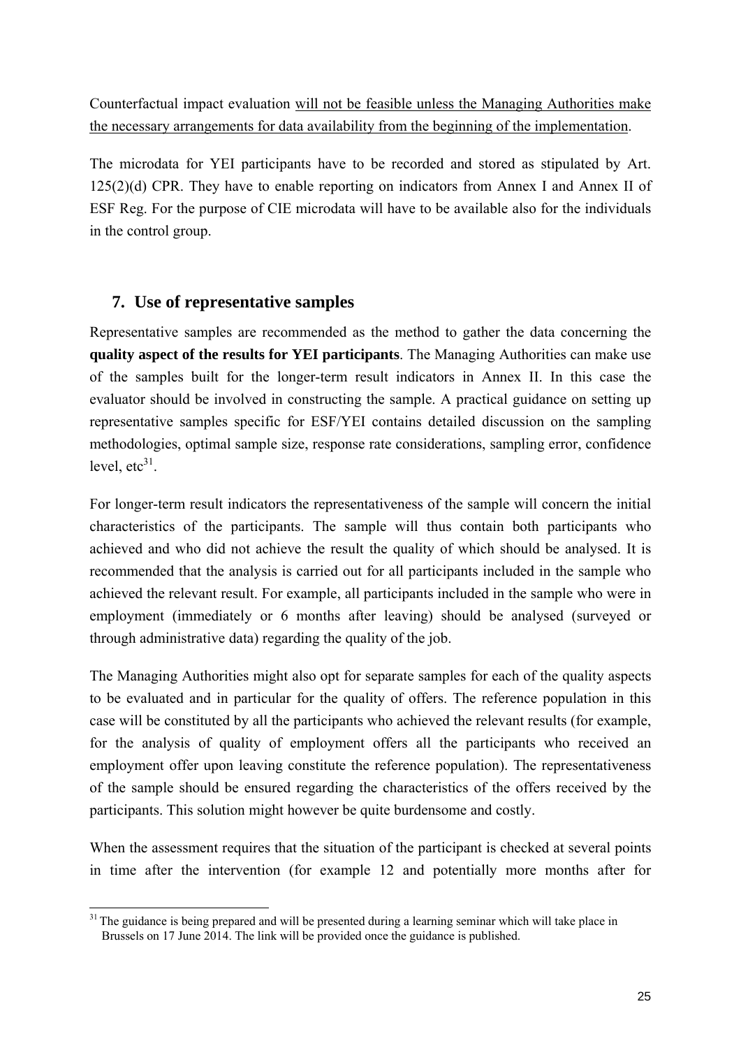Counterfactual impact evaluation will not be feasible unless the Managing Authorities make the necessary arrangements for data availability from the beginning of the implementation.

The microdata for YEI participants have to be recorded and stored as stipulated by Art. 125(2)(d) CPR. They have to enable reporting on indicators from Annex I and Annex II of ESF Reg. For the purpose of CIE microdata will have to be available also for the individuals in the control group.

## 7. Use of representative samples

Representative samples are recommended as the method to gather the data concerning the **quality aspect of the results for YEI participants**. The Managing Authorities can make use of the samples built for the longer-term result indicators in Annex II. In this case the evaluator should be involved in constructing the sample. A practical guidance on setting up representative samples specific for ESF/YEI contains detailed discussion on the sampling methodologies, optimal sample size, response rate considerations, sampling error, confidence level, etc[31].

For longer-term result indicators the representativeness of the sample will concern the initial characteristics of the participants. The sample will thus contain both participants who achieved and who did not achieve the result the quality of which should be analysed. It is recommended that the analysis is carried out for all participants included in the sample who achieved the relevant result. For example, all participants included in the sample who were in employment (immediately or 6 months after leaving) should be analysed (surveyed or through administrative data) regarding the quality of the job.

The Managing Authorities might also opt for separate samples for each of the quality aspects to be evaluated and in particular for the quality of offers. The reference population in this case will be constituted by all the participants who achieved the relevant results (for example, for the analysis of quality of employment offers all the participants who received an employment offer upon leaving constitute the reference population). The representativeness of the sample should be ensured regarding the characteristics of the offers received by the participants. This solution might however be quite burdensome and costly.

When the assessment requires that the situation of the participant is checked at several points in time after the intervention (for example 12 and potentially more months after for

---

[31] The guidance is being prepared and will be presented during a learning seminar which will take place in Brussels on 17 June 2014. The link will be provided once the guidance is published.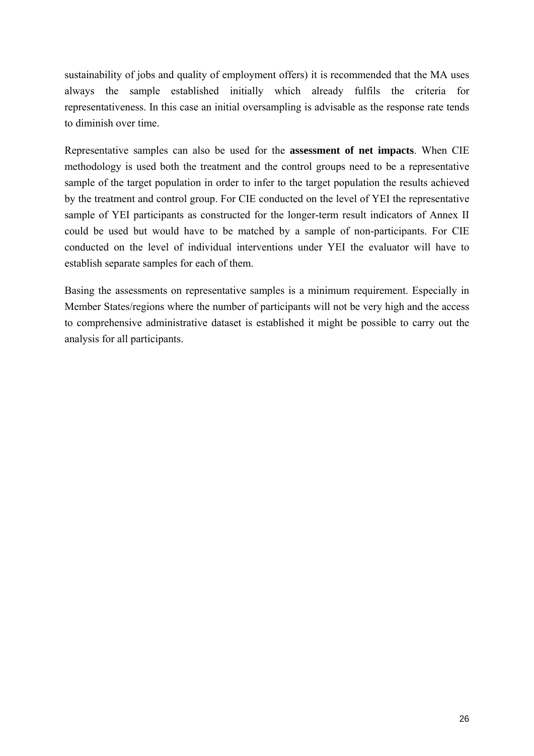sustainability of jobs and quality of employment offers) it is recommended that the MA uses always the sample established initially which already fulfils the criteria for representativeness. In this case an initial oversampling is advisable as the response rate tends to diminish over time.

Representative samples can also be used for the **assessment of net impacts**. When CIE methodology is used both the treatment and the control groups need to be a representative sample of the target population in order to infer to the target population the results achieved by the treatment and control group. For CIE conducted on the level of YEI the representative sample of YEI participants as constructed for the longer-term result indicators of Annex II could be used but would have to be matched by a sample of non-participants. For CIE conducted on the level of individual interventions under YEI the evaluator will have to establish separate samples for each of them.

Basing the assessments on representative samples is a minimum requirement. Especially in Member States/regions where the number of participants will not be very high and the access to comprehensive administrative dataset is established it might be possible to carry out the analysis for all participants.